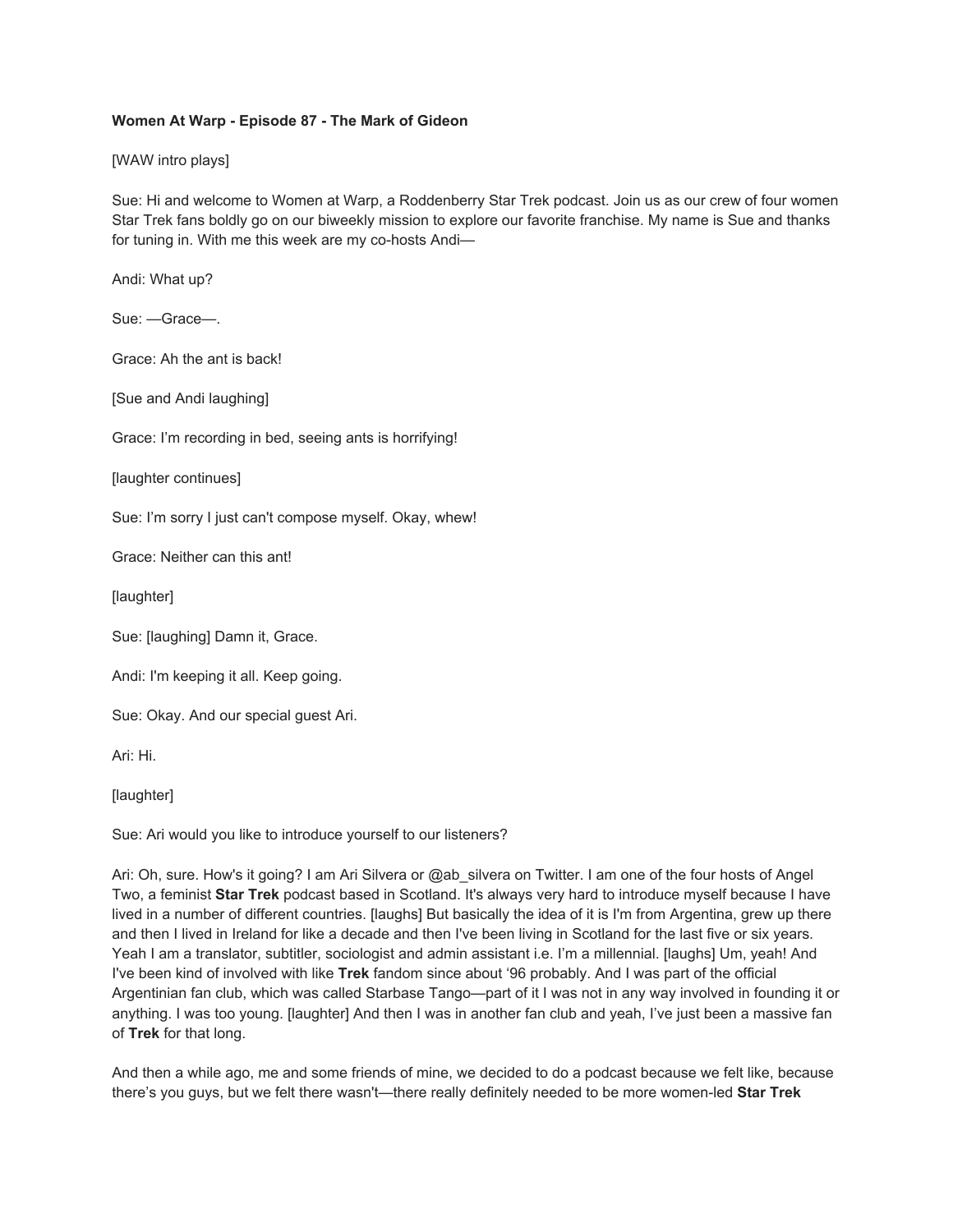**Women At Warp - Episode 87 - The Mark of Gideon**

[WAW intro plays]

Sue: Hi and welcome to Women at Warp, a Roddenberry Star Trek podcast. Join us as our crew of four women Star Trek fans boldly go on our biweekly mission to explore our favorite franchise. My name is Sue and thanks for tuning in. With me this week are my co-hosts Andi—

Andi: What up?

Sue: —Grace—.

Grace: Ah the ant is back!

[Sue and Andi laughing]

Grace: I'm recording in bed, seeing ants is horrifying!

[laughter continues]

Sue: I'm sorry I just can't compose myself. Okay, whew!

Grace: Neither can this ant!

[laughter]

Sue: [laughing] Damn it, Grace.

Andi: I'm keeping it all. Keep going.

Sue: Okay. And our special guest Ari.

Ari: Hi.

[laughter]

Sue: Ari would you like to introduce yourself to our listeners?

Ari: Oh, sure. How's it going? I am Ari Silvera or @ab_silvera on Twitter. I am one of the four hosts of Angel Two, a feminist **Star Trek** podcast based in Scotland. It's always very hard to introduce myself because I have lived in a number of different countries. [laughs] But basically the idea of it is I'm from Argentina, grew up there and then I lived in Ireland for like a decade and then I've been living in Scotland for the last five or six years. Yeah I am a translator, subtitler, sociologist and admin assistant i.e. I'm a millennial. [laughs] Um, yeah! And I've been kind of involved with like **Trek** fandom since about '96 probably. And I was part of the official Argentinian fan club, which was called Starbase Tango—part of it I was not in any way involved in founding it or anything. I was too young. [laughter] And then I was in another fan club and yeah, I've just been a massive fan of **Trek** for that long.

And then a while ago, me and some friends of mine, we decided to do a podcast because we felt like, because there's you guys, but we felt there wasn't—there really definitely needed to be more women-led **Star Trek**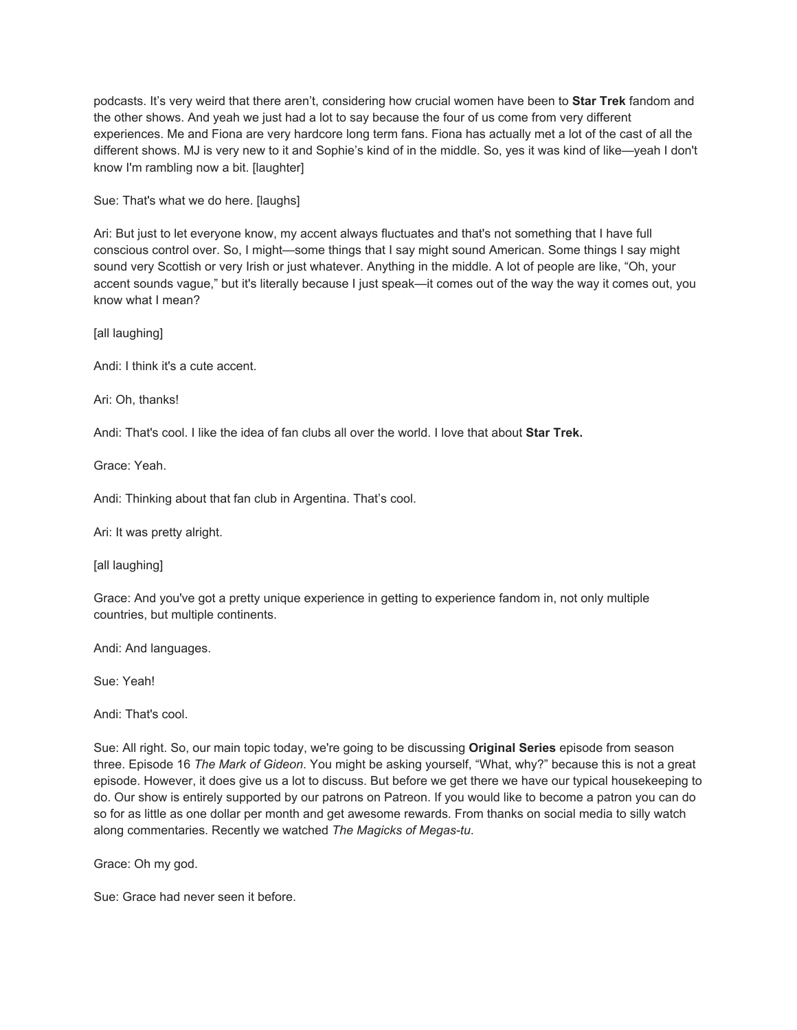podcasts. It's very weird that there aren't, considering how crucial women have been to **Star Trek** fandom and the other shows. And yeah we just had a lot to say because the four of us come from very different experiences. Me and Fiona are very hardcore long term fans. Fiona has actually met a lot of the cast of all the different shows. MJ is very new to it and Sophie's kind of in the middle. So, yes it was kind of like—yeah I don't know I'm rambling now a bit. [laughter]

Sue: That's what we do here. [laughs]

Ari: But just to let everyone know, my accent always fluctuates and that's not something that I have full conscious control over. So, I might—some things that I say might sound American. Some things I say might sound very Scottish or very Irish or just whatever. Anything in the middle. A lot of people are like, "Oh, your accent sounds vague," but it's literally because I just speak—it comes out of the way the way it comes out, you know what I mean?

[all laughing]

Andi: I think it's a cute accent.

Ari: Oh, thanks!

Andi: That's cool. I like the idea of fan clubs all over the world. I love that about **Star Trek.**

Grace: Yeah.

Andi: Thinking about that fan club in Argentina. That's cool.

Ari: It was pretty alright.

[all laughing]

Grace: And you've got a pretty unique experience in getting to experience fandom in, not only multiple countries, but multiple continents.

Andi: And languages.

Sue: Yeah!

Andi: That's cool.

Sue: All right. So, our main topic today, we're going to be discussing **Original Series** episode from season three. Episode 16 *The Mark of Gideon*. You might be asking yourself, "What, why?" because this is not a great episode. However, it does give us a lot to discuss. But before we get there we have our typical housekeeping to do. Our show is entirely supported by our patrons on Patreon. If you would like to become a patron you can do so for as little as one dollar per month and get awesome rewards. From thanks on social media to silly watch along commentaries. Recently we watched *The Magicks of Megas-tu*.

Grace: Oh my god.

Sue: Grace had never seen it before.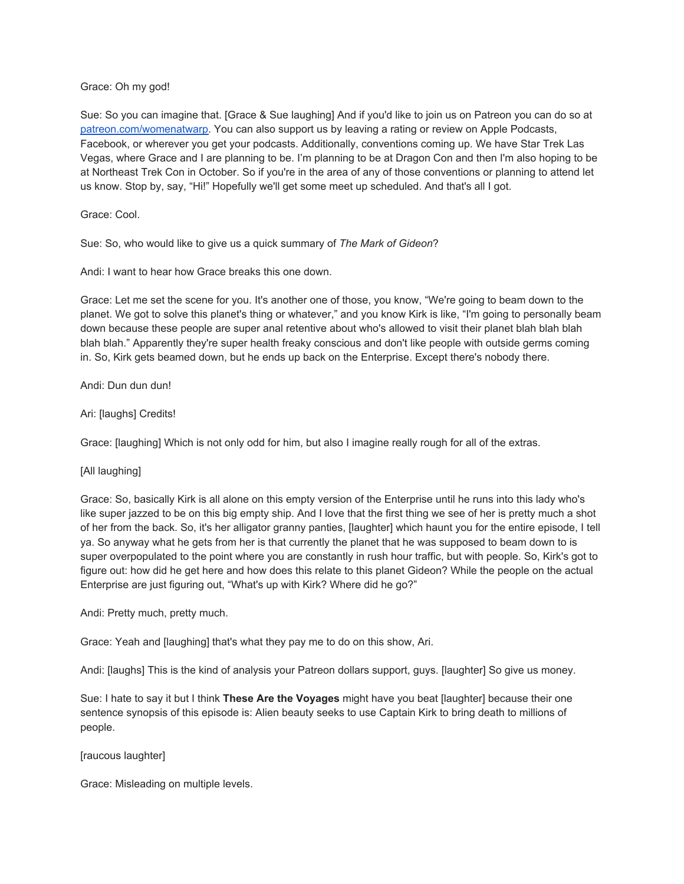Grace: Oh my god!

Sue: So you can imagine that. [Grace & Sue laughing] And if you'd like to join us on Patreon you can do so at [patreon.com/womenatwarp](patreon.com/womenatwarp). You can also support us by leaving a rating or review on Apple Podcasts, Facebook, or wherever you get your podcasts. Additionally, conventions coming up. We have Star Trek Las Vegas, where Grace and I are planning to be. I'm planning to be at Dragon Con and then I'm also hoping to be at Northeast Trek Con in October. So if you're in the area of any of those conventions or planning to attend let us know. Stop by, say, "Hi!" Hopefully we'll get some meet up scheduled. And that's all I got.

Grace: Cool.

Sue: So, who would like to give us a quick summary of *The Mark of Gideon*?

Andi: I want to hear how Grace breaks this one down.

Grace: Let me set the scene for you. It's another one of those, you know, "We're going to beam down to the planet. We got to solve this planet's thing or whatever," and you know Kirk is like, "I'm going to personally beam down because these people are super anal retentive about who's allowed to visit their planet blah blah blah blah blah." Apparently they're super health freaky conscious and don't like people with outside germs coming in. So, Kirk gets beamed down, but he ends up back on the Enterprise. Except there's nobody there.

Andi: Dun dun dun!

Ari: [laughs] Credits!

Grace: [laughing] Which is not only odd for him, but also I imagine really rough for all of the extras.

[All laughing]

Grace: So, basically Kirk is all alone on this empty version of the Enterprise until he runs into this lady who's like super jazzed to be on this big empty ship. And I love that the first thing we see of her is pretty much a shot of her from the back. So, it's her alligator granny panties, [laughter] which haunt you for the entire episode, I tell ya. So anyway what he gets from her is that currently the planet that he was supposed to beam down to is super overpopulated to the point where you are constantly in rush hour traffic, but with people. So, Kirk's got to figure out: how did he get here and how does this relate to this planet Gideon? While the people on the actual Enterprise are just figuring out, "What's up with Kirk? Where did he go?"

Andi: Pretty much, pretty much.

Grace: Yeah and [laughing] that's what they pay me to do on this show, Ari.

Andi: [laughs] This is the kind of analysis your Patreon dollars support, guys. [laughter] So give us money.

Sue: I hate to say it but I think **These Are the Voyages** might have you beat [laughter] because their one sentence synopsis of this episode is: Alien beauty seeks to use Captain Kirk to bring death to millions of people.

[raucous laughter]

Grace: Misleading on multiple levels.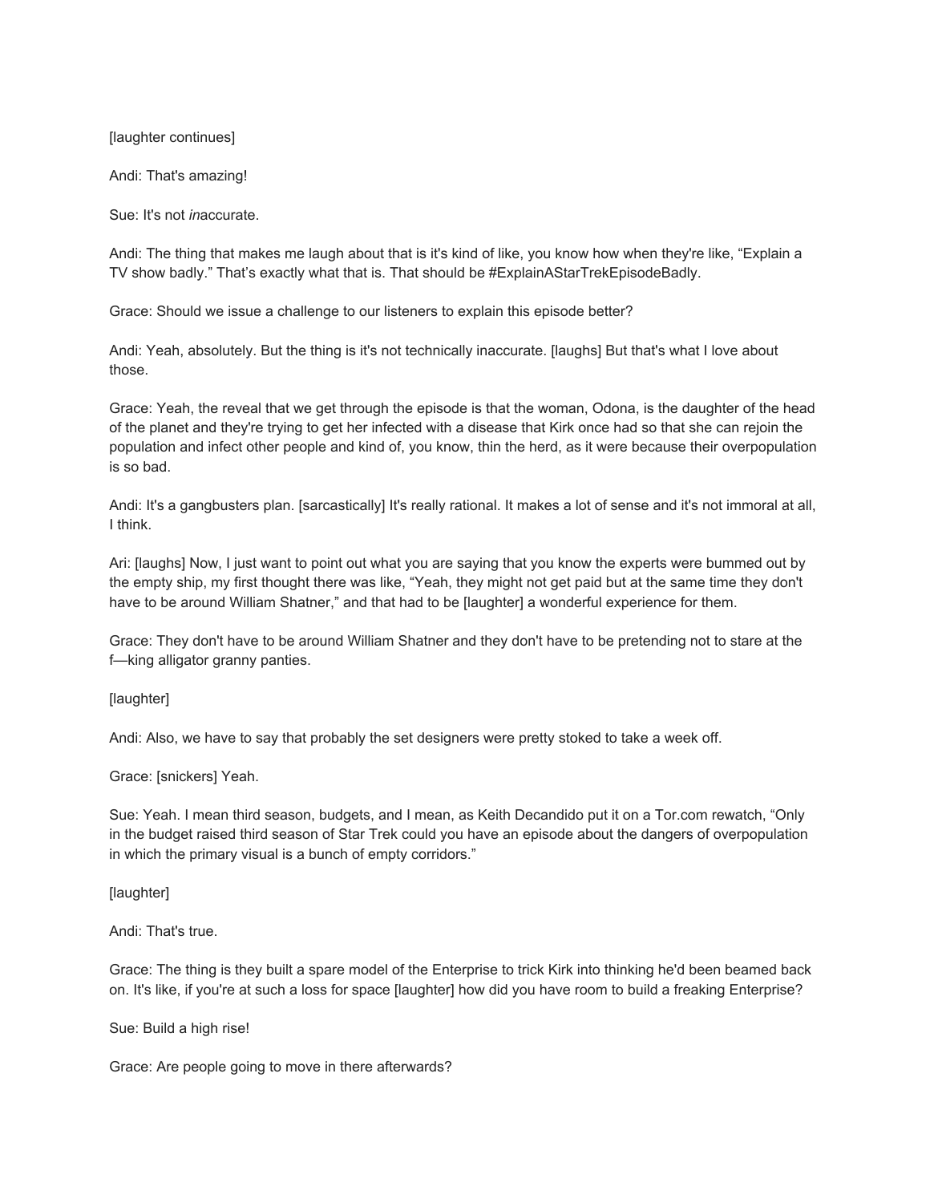[laughter continues]

Andi: That's amazing!

Sue: It's not *in*accurate.

Andi: The thing that makes me laugh about that is it's kind of like, you know how when they're like, “Explain a TV show badly.” That’s exactly what that is. That should be #ExplainAStarTrekEpisodeBadly.

Grace: Should we issue a challenge to our listeners to explain this episode better?

Andi: Yeah, absolutely. But the thing is it's not technically inaccurate. [laughs] But that's what I love about those.

Grace: Yeah, the reveal that we get through the episode is that the woman, Odona, is the daughter of the head of the planet and they're trying to get her infected with a disease that Kirk once had so that she can rejoin the population and infect other people and kind of, you know, thin the herd, as it were because their overpopulation is so bad.

Andi: It's a gangbusters plan. [sarcastically] It's really rational. It makes a lot of sense and it's not immoral at all, I think.

Ari: [laughs] Now, I just want to point out what you are saying that you know the experts were bummed out by the empty ship, my first thought there was like, “Yeah, they might not get paid but at the same time they don't have to be around William Shatner,” and that had to be [laughter] a wonderful experience for them.

Grace: They don't have to be around William Shatner and they don't have to be pretending not to stare at the f—king alligator granny panties.

[laughter]

Andi: Also, we have to say that probably the set designers were pretty stoked to take a week off.

Grace: [snickers] Yeah.

Sue: Yeah. I mean third season, budgets, and I mean, as Keith Decandido put it on a Tor.com rewatch, “Only in the budget raised third season of Star Trek could you have an episode about the dangers of overpopulation in which the primary visual is a bunch of empty corridors.”

[laughter]

Andi: That's true.

Grace: The thing is they built a spare model of the Enterprise to trick Kirk into thinking he'd been beamed back on. It's like, if you're at such a loss for space [laughter] how did you have room to build a freaking Enterprise?

Sue: Build a high rise!

Grace: Are people going to move in there afterwards?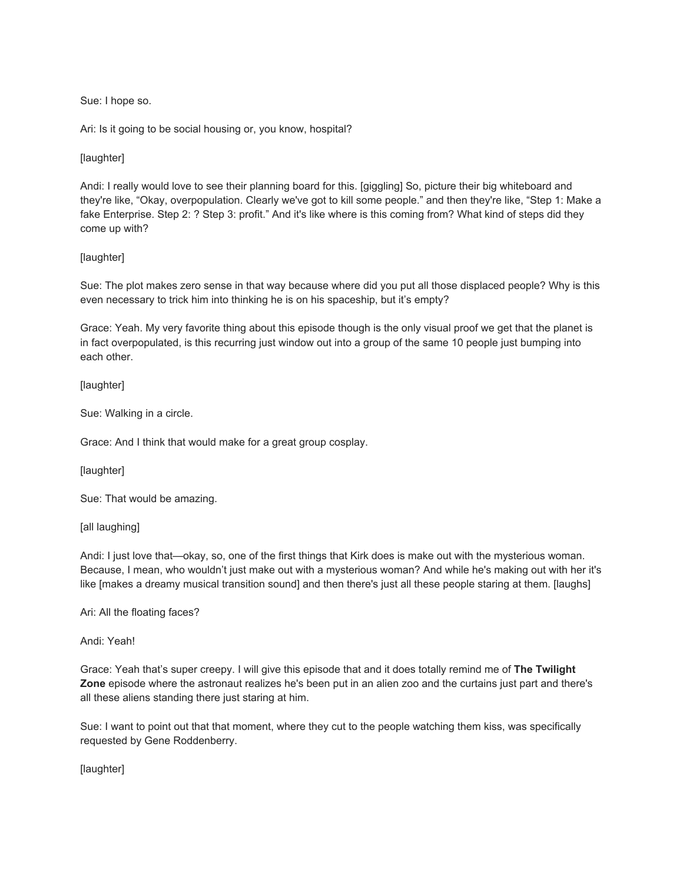Sue: I hope so.

Ari: Is it going to be social housing or, you know, hospital?

[laughter]

Andi: I really would love to see their planning board for this. [giggling] So, picture their big whiteboard and they're like, "Okay, overpopulation. Clearly we've got to kill some people." and then they're like, "Step 1: Make a fake Enterprise. Step 2: ? Step 3: profit." And it's like where is this coming from? What kind of steps did they come up with?

[laughter]

Sue: The plot makes zero sense in that way because where did you put all those displaced people? Why is this even necessary to trick him into thinking he is on his spaceship, but it's empty?

Grace: Yeah. My very favorite thing about this episode though is the only visual proof we get that the planet is in fact overpopulated, is this recurring just window out into a group of the same 10 people just bumping into each other.

[laughter]

Sue: Walking in a circle.

Grace: And I think that would make for a great group cosplay.

[laughter]

Sue: That would be amazing.

[all laughing]

Andi: I just love that—okay, so, one of the first things that Kirk does is make out with the mysterious woman. Because, I mean, who wouldn't just make out with a mysterious woman? And while he's making out with her it's like [makes a dreamy musical transition sound] and then there's just all these people staring at them. [laughs]

Ari: All the floating faces?

Andi: Yeah!

Grace: Yeah that's super creepy. I will give this episode that and it does totally remind me of **The Twilight Zone** episode where the astronaut realizes he's been put in an alien zoo and the curtains just part and there's all these aliens standing there just staring at him.

Sue: I want to point out that that moment, where they cut to the people watching them kiss, was specifically requested by Gene Roddenberry.

[laughter]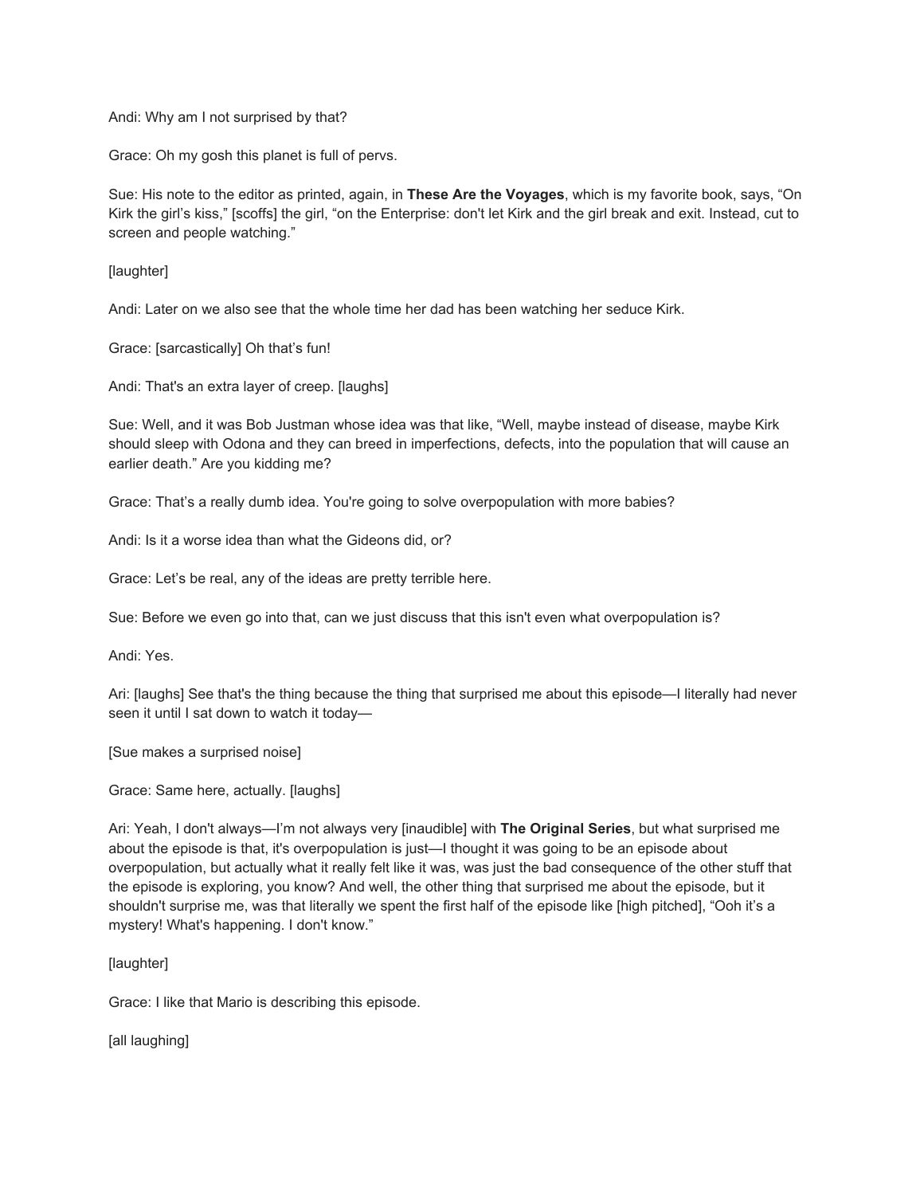Andi: Why am I not surprised by that?

Grace: Oh my gosh this planet is full of pervs.

Sue: His note to the editor as printed, again, in **These Are the Voyages**, which is my favorite book, says, “On Kirk the girl’s kiss,” [scoffs] the girl, “on the Enterprise: don't let Kirk and the girl break and exit. Instead, cut to screen and people watching.”

[laughter]

Andi: Later on we also see that the whole time her dad has been watching her seduce Kirk.

Grace: [sarcastically] Oh that’s fun!

Andi: That's an extra layer of creep. [laughs]

Sue: Well, and it was Bob Justman whose idea was that like, “Well, maybe instead of disease, maybe Kirk should sleep with Odona and they can breed in imperfections, defects, into the population that will cause an earlier death.” Are you kidding me?

Grace: That’s a really dumb idea. You're going to solve overpopulation with more babies?

Andi: Is it a worse idea than what the Gideons did, or?

Grace: Let’s be real, any of the ideas are pretty terrible here.

Sue: Before we even go into that, can we just discuss that this isn't even what overpopulation is?

Andi: Yes.

Ari: [laughs] See that's the thing because the thing that surprised me about this episode—I literally had never seen it until I sat down to watch it today—

[Sue makes a surprised noise]

Grace: Same here, actually. [laughs]

Ari: Yeah, I don't always—I’m not always very [inaudible] with **The Original Series**, but what surprised me about the episode is that, it's overpopulation is just—I thought it was going to be an episode about overpopulation, but actually what it really felt like it was, was just the bad consequence of the other stuff that the episode is exploring, you know? And well, the other thing that surprised me about the episode, but it shouldn't surprise me, was that literally we spent the first half of the episode like [high pitched], “Ooh it’s a mystery! What's happening. I don't know.”

[laughter]

Grace: I like that Mario is describing this episode.

[all laughing]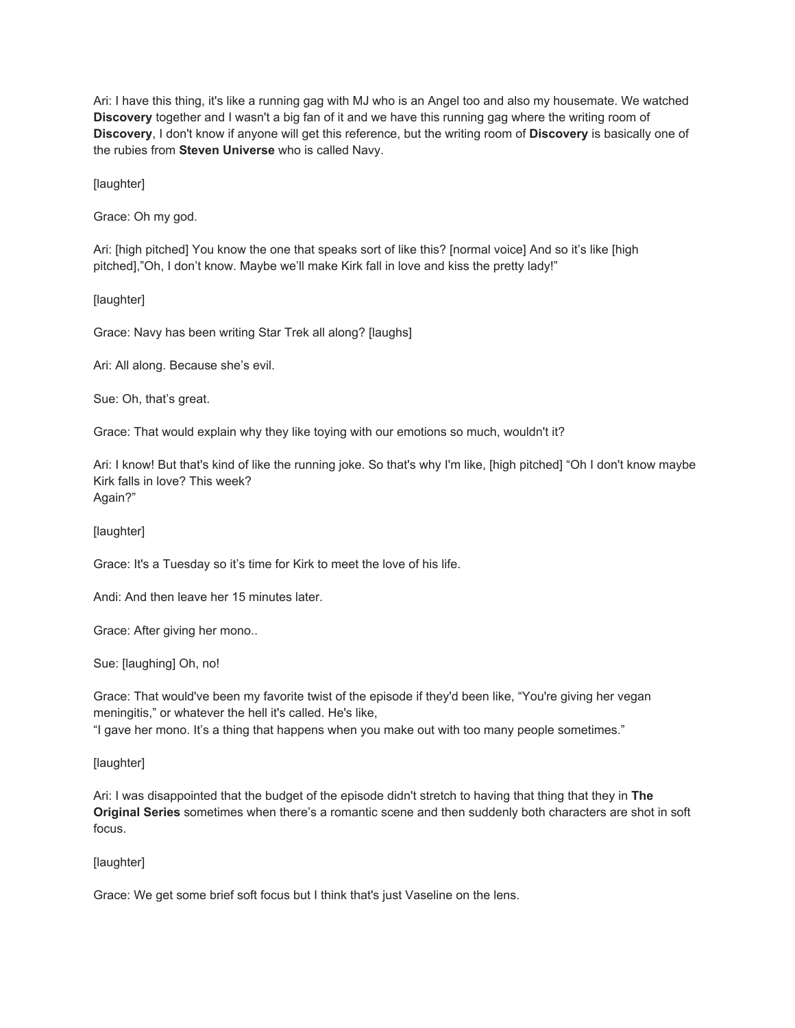Ari: I have this thing, it's like a running gag with MJ who is an Angel too and also my housemate. We watched **Discovery** together and I wasn't a big fan of it and we have this running gag where the writing room of **Discovery**, I don't know if anyone will get this reference, but the writing room of **Discovery** is basically one of the rubies from **Steven Universe** who is called Navy.

[laughter]

Grace: Oh my god.

Ari: [high pitched] You know the one that speaks sort of like this? [normal voice] And so it’s like [high pitched],”Oh, I don’t know. Maybe we’ll make Kirk fall in love and kiss the pretty lady!”

[laughter]

Grace: Navy has been writing Star Trek all along? [laughs]

Ari: All along. Because she’s evil.

Sue: Oh, that’s great.

Grace: That would explain why they like toying with our emotions so much, wouldn't it?

Ari: I know! But that's kind of like the running joke. So that's why I'm like, [high pitched] “Oh I don't know maybe Kirk falls in love? This week?
Again?”

[laughter]

Grace: It's a Tuesday so it’s time for Kirk to meet the love of his life.

Andi: And then leave her 15 minutes later.

Grace: After giving her mono..

Sue: [laughing] Oh, no!

Grace: That would've been my favorite twist of the episode if they'd been like, “You're giving her vegan meningitis,” or whatever the hell it's called. He's like,
“I gave her mono. It’s a thing that happens when you make out with too many people sometimes.”

[laughter]

Ari: I was disappointed that the budget of the episode didn't stretch to having that thing that they in **The Original Series** sometimes when there’s a romantic scene and then suddenly both characters are shot in soft focus.

[laughter]

Grace: We get some brief soft focus but I think that's just Vaseline on the lens.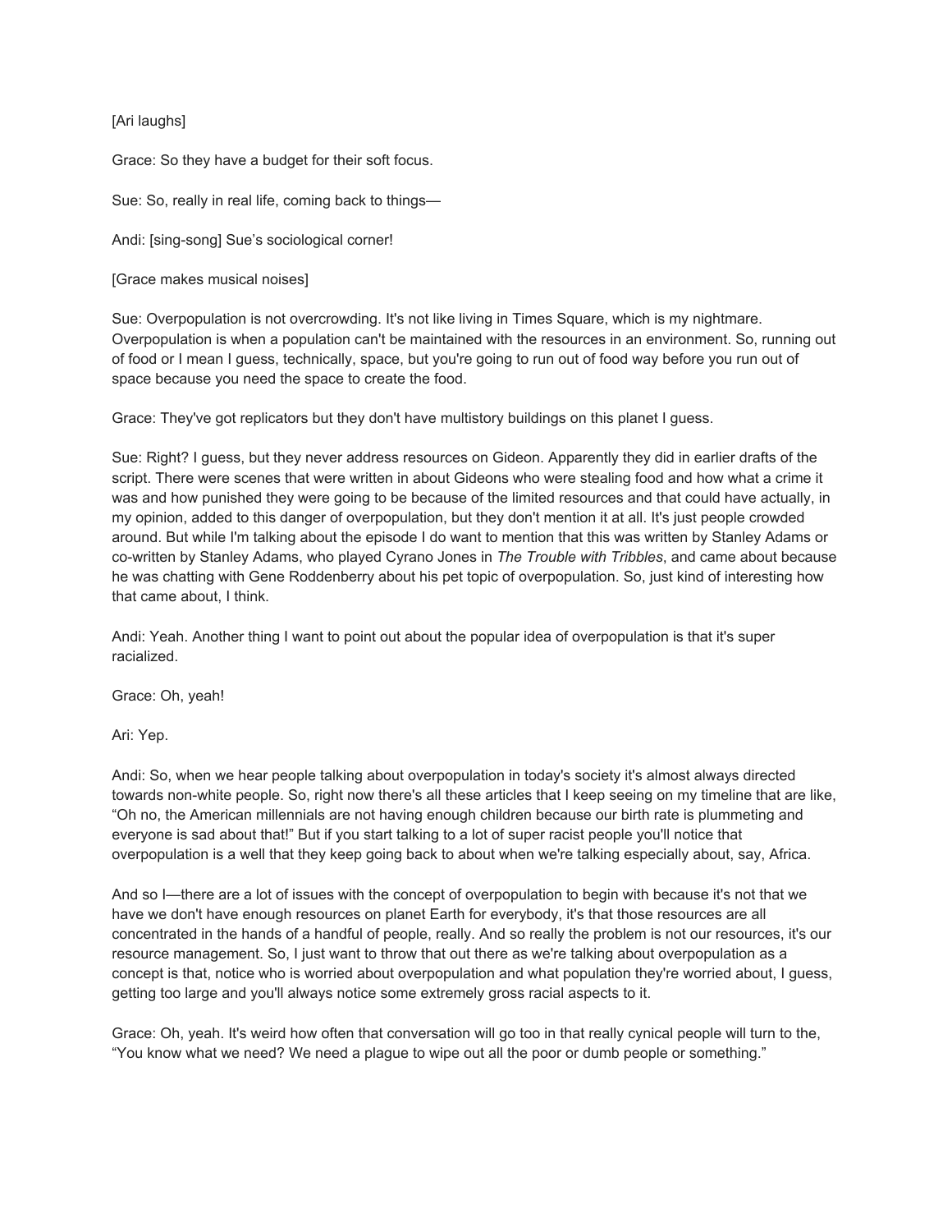[Ari laughs]

Grace: So they have a budget for their soft focus.

Sue: So, really in real life, coming back to things—

Andi: [sing-song] Sue's sociological corner!

[Grace makes musical noises]

Sue: Overpopulation is not overcrowding. It's not like living in Times Square, which is my nightmare. Overpopulation is when a population can't be maintained with the resources in an environment. So, running out of food or I mean I guess, technically, space, but you're going to run out of food way before you run out of space because you need the space to create the food.

Grace: They've got replicators but they don't have multistory buildings on this planet I guess.

Sue: Right? I guess, but they never address resources on Gideon. Apparently they did in earlier drafts of the script. There were scenes that were written in about Gideons who were stealing food and how what a crime it was and how punished they were going to be because of the limited resources and that could have actually, in my opinion, added to this danger of overpopulation, but they don't mention it at all. It's just people crowded around. But while I'm talking about the episode I do want to mention that this was written by Stanley Adams or co-written by Stanley Adams, who played Cyrano Jones in *The Trouble with Tribbles*, and came about because he was chatting with Gene Roddenberry about his pet topic of overpopulation. So, just kind of interesting how that came about, I think.

Andi: Yeah. Another thing I want to point out about the popular idea of overpopulation is that it's super racialized.

Grace: Oh, yeah!

Ari: Yep.

Andi: So, when we hear people talking about overpopulation in today's society it's almost always directed towards non-white people. So, right now there's all these articles that I keep seeing on my timeline that are like, "Oh no, the American millennials are not having enough children because our birth rate is plummeting and everyone is sad about that!" But if you start talking to a lot of super racist people you'll notice that overpopulation is a well that they keep going back to about when we're talking especially about, say, Africa.

And so I—there are a lot of issues with the concept of overpopulation to begin with because it's not that we have we don't have enough resources on planet Earth for everybody, it's that those resources are all concentrated in the hands of a handful of people, really. And so really the problem is not our resources, it's our resource management. So, I just want to throw that out there as we're talking about overpopulation as a concept is that, notice who is worried about overpopulation and what population they're worried about, I guess, getting too large and you'll always notice some extremely gross racial aspects to it.

Grace: Oh, yeah. It's weird how often that conversation will go too in that really cynical people will turn to the, "You know what we need? We need a plague to wipe out all the poor or dumb people or something."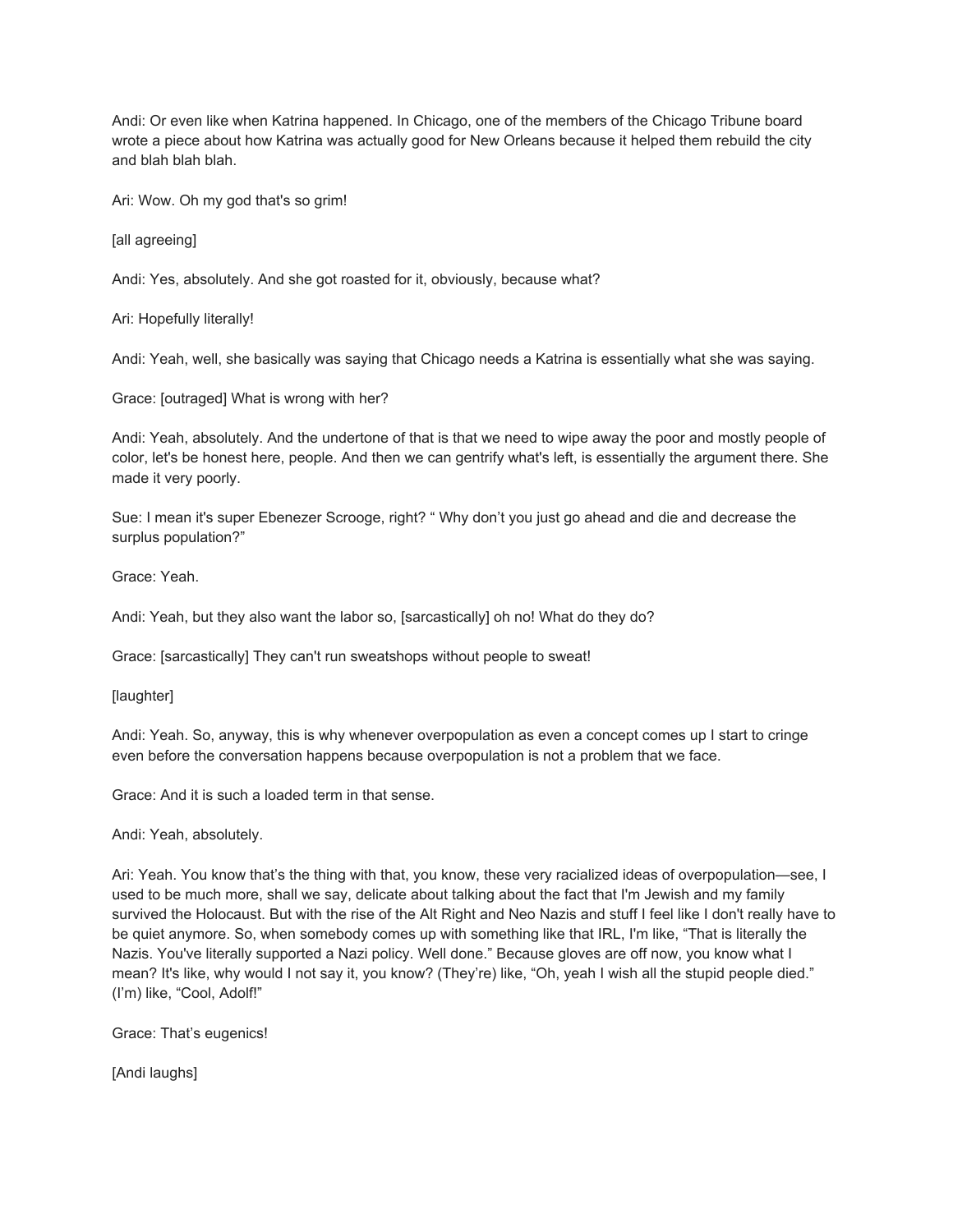Andi: Or even like when Katrina happened. In Chicago, one of the members of the Chicago Tribune board wrote a piece about how Katrina was actually good for New Orleans because it helped them rebuild the city and blah blah blah.

Ari: Wow. Oh my god that's so grim!

[all agreeing]

Andi: Yes, absolutely. And she got roasted for it, obviously, because what?

Ari: Hopefully literally!

Andi: Yeah, well, she basically was saying that Chicago needs a Katrina is essentially what she was saying.

Grace: [outraged] What is wrong with her?

Andi: Yeah, absolutely. And the undertone of that is that we need to wipe away the poor and mostly people of color, let's be honest here, people. And then we can gentrify what's left, is essentially the argument there. She made it very poorly.

Sue: I mean it's super Ebenezer Scrooge, right? " Why don't you just go ahead and die and decrease the surplus population?"

Grace: Yeah.

Andi: Yeah, but they also want the labor so, [sarcastically] oh no! What do they do?

Grace: [sarcastically] They can't run sweatshops without people to sweat!

[laughter]

Andi: Yeah. So, anyway, this is why whenever overpopulation as even a concept comes up I start to cringe even before the conversation happens because overpopulation is not a problem that we face.

Grace: And it is such a loaded term in that sense.

Andi: Yeah, absolutely.

Ari: Yeah. You know that's the thing with that, you know, these very racialized ideas of overpopulation—see, I used to be much more, shall we say, delicate about talking about the fact that I'm Jewish and my family survived the Holocaust. But with the rise of the Alt Right and Neo Nazis and stuff I feel like I don't really have to be quiet anymore. So, when somebody comes up with something like that IRL, I'm like, "That is literally the Nazis. You've literally supported a Nazi policy. Well done." Because gloves are off now, you know what I mean? It's like, why would I not say it, you know? (They're) like, "Oh, yeah I wish all the stupid people died." (I'm) like, "Cool, Adolf!"

Grace: That's eugenics!

[Andi laughs]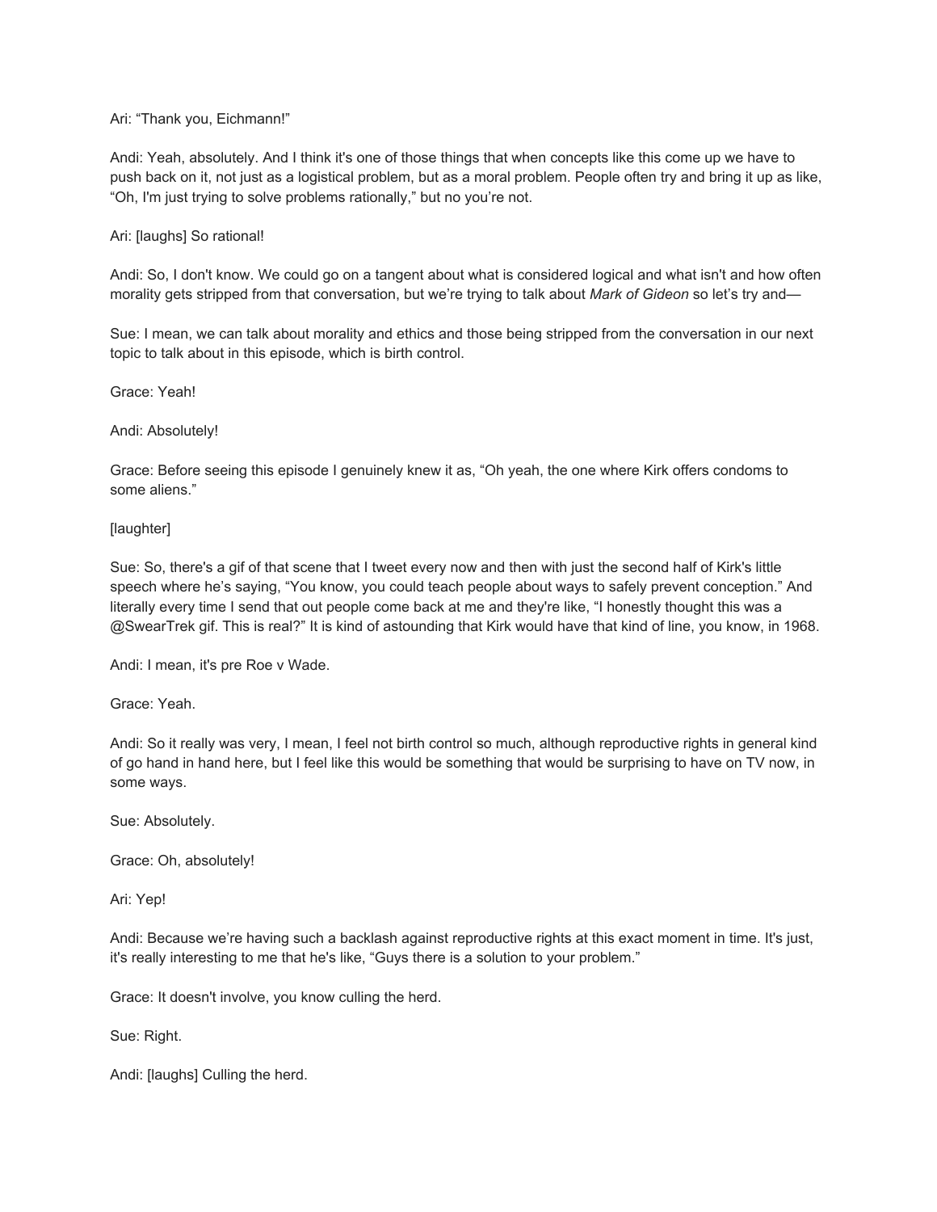Ari: “Thank you, Eichmann!”

Andi: Yeah, absolutely. And I think it's one of those things that when concepts like this come up we have to push back on it, not just as a logistical problem, but as a moral problem. People often try and bring it up as like, “Oh, I'm just trying to solve problems rationally,” but no you’re not.

Ari: [laughs] So rational!

Andi: So, I don't know. We could go on a tangent about what is considered logical and what isn't and how often morality gets stripped from that conversation, but we’re trying to talk about *Mark of Gideon* so let’s try and—

Sue: I mean, we can talk about morality and ethics and those being stripped from the conversation in our next topic to talk about in this episode, which is birth control.

Grace: Yeah!

Andi: Absolutely!

Grace: Before seeing this episode I genuinely knew it as, “Oh yeah, the one where Kirk offers condoms to some aliens.”

[laughter]

Sue: So, there's a gif of that scene that I tweet every now and then with just the second half of Kirk's little speech where he’s saying, “You know, you could teach people about ways to safely prevent conception.” And literally every time I send that out people come back at me and they're like, “I honestly thought this was a @SwearTrek gif. This is real?” It is kind of astounding that Kirk would have that kind of line, you know, in 1968.

Andi: I mean, it's pre Roe v Wade.

Grace: Yeah.

Andi: So it really was very, I mean, I feel not birth control so much, although reproductive rights in general kind of go hand in hand here, but I feel like this would be something that would be surprising to have on TV now, in some ways.

Sue: Absolutely.

Grace: Oh, absolutely!

Ari: Yep!

Andi: Because we’re having such a backlash against reproductive rights at this exact moment in time. It's just, it's really interesting to me that he's like, “Guys there is a solution to your problem.”

Grace: It doesn't involve, you know culling the herd.

Sue: Right.

Andi: [laughs] Culling the herd.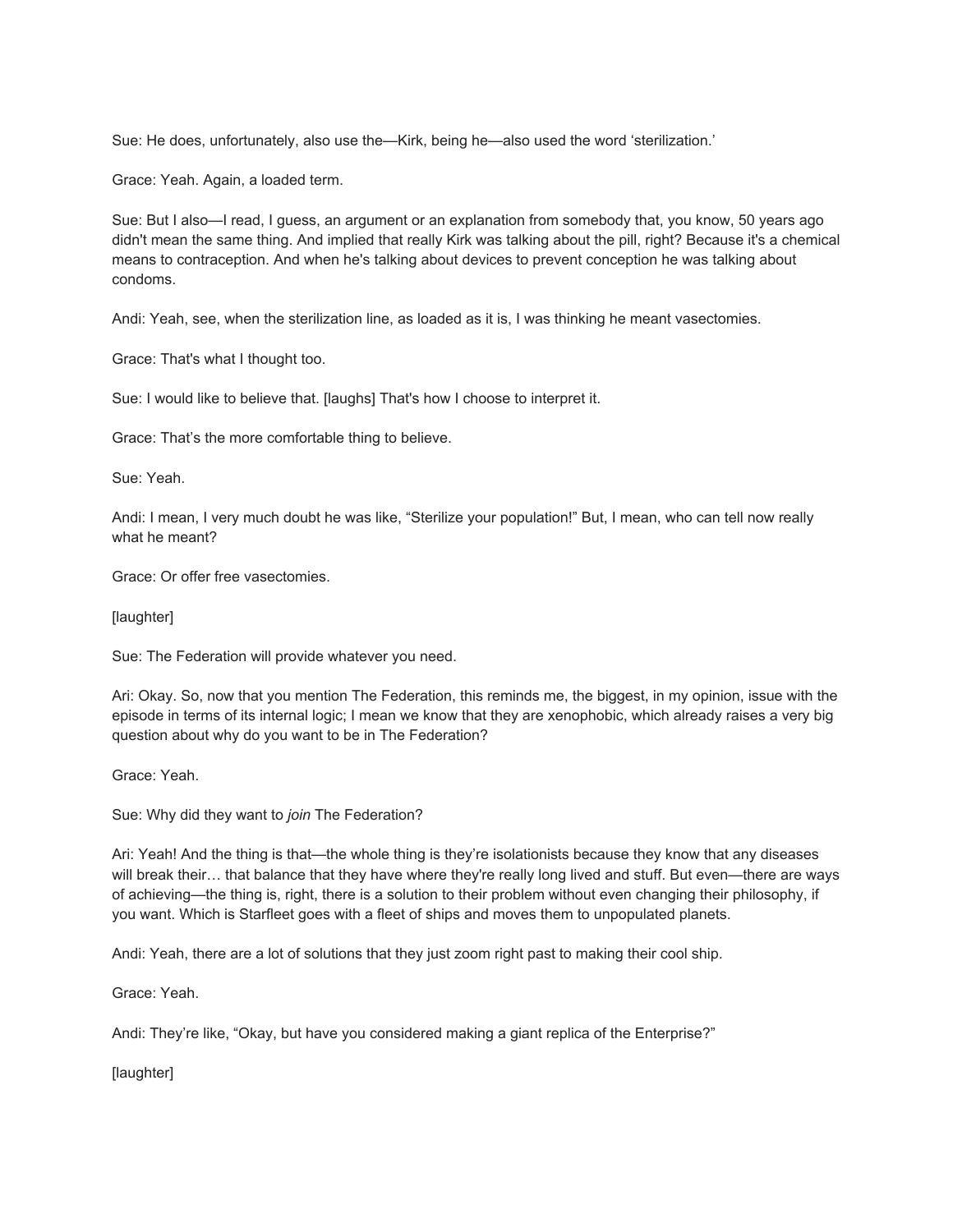Sue: He does, unfortunately, also use the—Kirk, being he—also used the word 'sterilization.'

Grace: Yeah. Again, a loaded term.

Sue: But I also—I read, I guess, an argument or an explanation from somebody that, you know, 50 years ago didn't mean the same thing. And implied that really Kirk was talking about the pill, right? Because it's a chemical means to contraception. And when he's talking about devices to prevent conception he was talking about condoms.

Andi: Yeah, see, when the sterilization line, as loaded as it is, I was thinking he meant vasectomies.

Grace: That's what I thought too.

Sue: I would like to believe that. [laughs] That's how I choose to interpret it.

Grace: That's the more comfortable thing to believe.

Sue: Yeah.

Andi: I mean, I very much doubt he was like, "Sterilize your population!" But, I mean, who can tell now really what he meant?

Grace: Or offer free vasectomies.

[laughter]

Sue: The Federation will provide whatever you need.

Ari: Okay. So, now that you mention The Federation, this reminds me, the biggest, in my opinion, issue with the episode in terms of its internal logic; I mean we know that they are xenophobic, which already raises a very big question about why do you want to be in The Federation?

Grace: Yeah.

Sue: Why did they want to *join* The Federation?

Ari: Yeah! And the thing is that—the whole thing is they're isolationists because they know that any diseases will break their… that balance that they have where they're really long lived and stuff. But even—there are ways of achieving—the thing is, right, there is a solution to their problem without even changing their philosophy, if you want. Which is Starfleet goes with a fleet of ships and moves them to unpopulated planets.

Andi: Yeah, there are a lot of solutions that they just zoom right past to making their cool ship.

Grace: Yeah.

Andi: They're like, "Okay, but have you considered making a giant replica of the Enterprise?"

[laughter]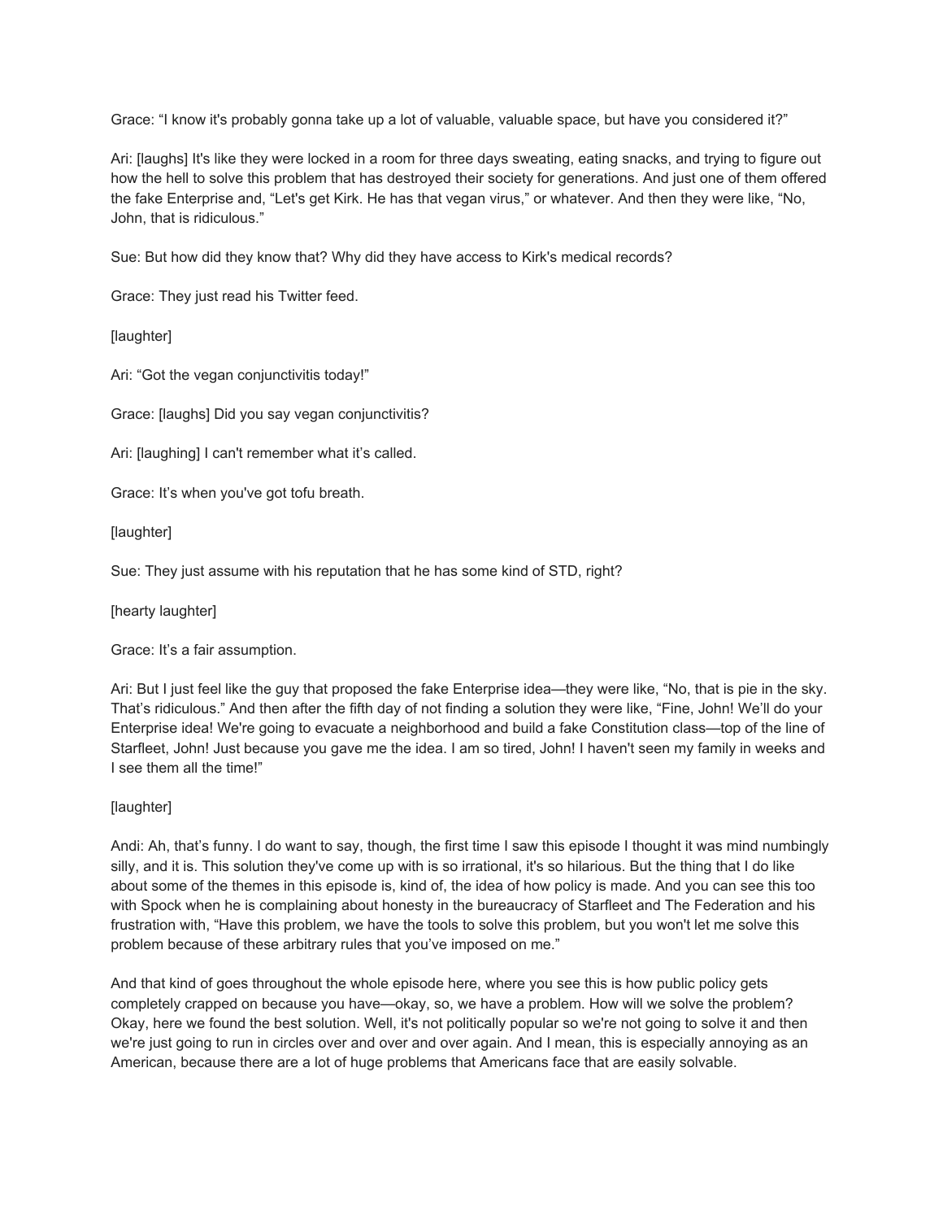Grace: "I know it's probably gonna take up a lot of valuable, valuable space, but have you considered it?"

Ari: [laughs] It's like they were locked in a room for three days sweating, eating snacks, and trying to figure out how the hell to solve this problem that has destroyed their society for generations. And just one of them offered the fake Enterprise and, "Let's get Kirk. He has that vegan virus," or whatever. And then they were like, "No, John, that is ridiculous."

Sue: But how did they know that? Why did they have access to Kirk's medical records?

Grace: They just read his Twitter feed.

[laughter]

Ari: "Got the vegan conjunctivitis today!"

Grace: [laughs] Did you say vegan conjunctivitis?

Ari: [laughing] I can't remember what it's called.

Grace: It's when you've got tofu breath.

[laughter]

Sue: They just assume with his reputation that he has some kind of STD, right?

[hearty laughter]

Grace: It's a fair assumption.

Ari: But I just feel like the guy that proposed the fake Enterprise idea—they were like, "No, that is pie in the sky. That's ridiculous." And then after the fifth day of not finding a solution they were like, "Fine, John! We'll do your Enterprise idea! We're going to evacuate a neighborhood and build a fake Constitution class—top of the line of Starfleet, John! Just because you gave me the idea. I am so tired, John! I haven't seen my family in weeks and I see them all the time!"

[laughter]

Andi: Ah, that's funny. I do want to say, though, the first time I saw this episode I thought it was mind numbingly silly, and it is. This solution they've come up with is so irrational, it's so hilarious. But the thing that I do like about some of the themes in this episode is, kind of, the idea of how policy is made. And you can see this too with Spock when he is complaining about honesty in the bureaucracy of Starfleet and The Federation and his frustration with, "Have this problem, we have the tools to solve this problem, but you won't let me solve this problem because of these arbitrary rules that you've imposed on me."

And that kind of goes throughout the whole episode here, where you see this is how public policy gets completely crapped on because you have—okay, so, we have a problem. How will we solve the problem? Okay, here we found the best solution. Well, it's not politically popular so we're not going to solve it and then we're just going to run in circles over and over and over again. And I mean, this is especially annoying as an American, because there are a lot of huge problems that Americans face that are easily solvable.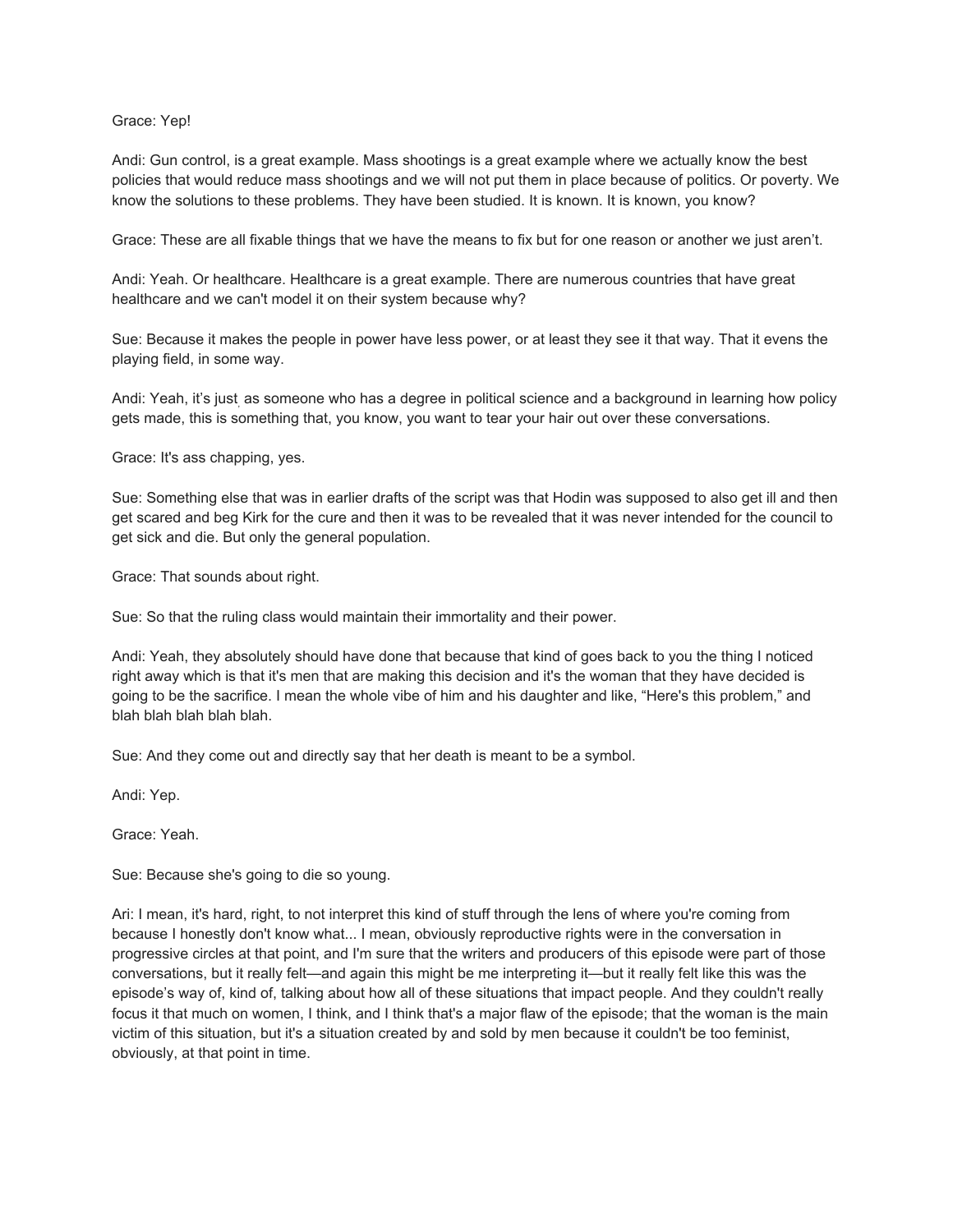Grace: Yep!

Andi: Gun control, is a great example. Mass shootings is a great example where we actually know the best policies that would reduce mass shootings and we will not put them in place because of politics. Or poverty. We know the solutions to these problems. They have been studied. It is known. It is known, you know?

Grace: These are all fixable things that we have the means to fix but for one reason or another we just aren't.

Andi: Yeah. Or healthcare. Healthcare is a great example. There are numerous countries that have great healthcare and we can't model it on their system because why?

Sue: Because it makes the people in power have less power, or at least they see it that way. That it evens the playing field, in some way.

Andi: Yeah, it's just, as someone who has a degree in political science and a background in learning how policy gets made, this is something that, you know, you want to tear your hair out over these conversations.

Grace: It's ass chapping, yes.

Sue: Something else that was in earlier drafts of the script was that Hodin was supposed to also get ill and then get scared and beg Kirk for the cure and then it was to be revealed that it was never intended for the council to get sick and die. But only the general population.

Grace: That sounds about right.

Sue: So that the ruling class would maintain their immortality and their power.

Andi: Yeah, they absolutely should have done that because that kind of goes back to you the thing I noticed right away which is that it's men that are making this decision and it's the woman that they have decided is going to be the sacrifice. I mean the whole vibe of him and his daughter and like, "Here's this problem," and blah blah blah blah blah.

Sue: And they come out and directly say that her death is meant to be a symbol.

Andi: Yep.

Grace: Yeah.

Sue: Because she's going to die so young.

Ari: I mean, it's hard, right, to not interpret this kind of stuff through the lens of where you're coming from because I honestly don't know what... I mean, obviously reproductive rights were in the conversation in progressive circles at that point, and I'm sure that the writers and producers of this episode were part of those conversations, but it really felt—and again this might be me interpreting it—but it really felt like this was the episode's way of, kind of, talking about how all of these situations that impact people. And they couldn't really focus it that much on women, I think, and I think that's a major flaw of the episode; that the woman is the main victim of this situation, but it's a situation created by and sold by men because it couldn't be too feminist, obviously, at that point in time.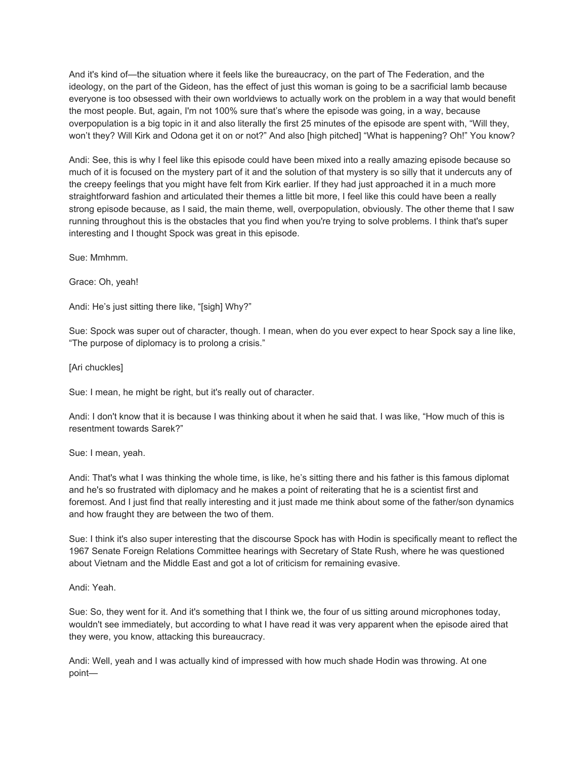And it's kind of—the situation where it feels like the bureaucracy, on the part of The Federation, and the ideology, on the part of the Gideon, has the effect of just this woman is going to be a sacrificial lamb because everyone is too obsessed with their own worldviews to actually work on the problem in a way that would benefit the most people. But, again, I'm not 100% sure that's where the episode was going, in a way, because overpopulation is a big topic in it and also literally the first 25 minutes of the episode are spent with, "Will they, won't they? Will Kirk and Odona get it on or not?" And also [high pitched] "What is happening? Oh!" You know?

Andi: See, this is why I feel like this episode could have been mixed into a really amazing episode because so much of it is focused on the mystery part of it and the solution of that mystery is so silly that it undercuts any of the creepy feelings that you might have felt from Kirk earlier. If they had just approached it in a much more straightforward fashion and articulated their themes a little bit more, I feel like this could have been a really strong episode because, as I said, the main theme, well, overpopulation, obviously. The other theme that I saw running throughout this is the obstacles that you find when you're trying to solve problems. I think that's super interesting and I thought Spock was great in this episode.

Sue: Mmhmm.

Grace: Oh, yeah!

Andi: He's just sitting there like, "[sigh] Why?"

Sue: Spock was super out of character, though. I mean, when do you ever expect to hear Spock say a line like, "The purpose of diplomacy is to prolong a crisis."

[Ari chuckles]

Sue: I mean, he might be right, but it's really out of character.

Andi: I don't know that it is because I was thinking about it when he said that. I was like, "How much of this is resentment towards Sarek?"

Sue: I mean, yeah.

Andi: That's what I was thinking the whole time, is like, he's sitting there and his father is this famous diplomat and he's so frustrated with diplomacy and he makes a point of reiterating that he is a scientist first and foremost. And I just find that really interesting and it just made me think about some of the father/son dynamics and how fraught they are between the two of them.

Sue: I think it's also super interesting that the discourse Spock has with Hodin is specifically meant to reflect the 1967 Senate Foreign Relations Committee hearings with Secretary of State Rush, where he was questioned about Vietnam and the Middle East and got a lot of criticism for remaining evasive.

Andi: Yeah.

Sue: So, they went for it. And it's something that I think we, the four of us sitting around microphones today, wouldn't see immediately, but according to what I have read it was very apparent when the episode aired that they were, you know, attacking this bureaucracy.

Andi: Well, yeah and I was actually kind of impressed with how much shade Hodin was throwing. At one point—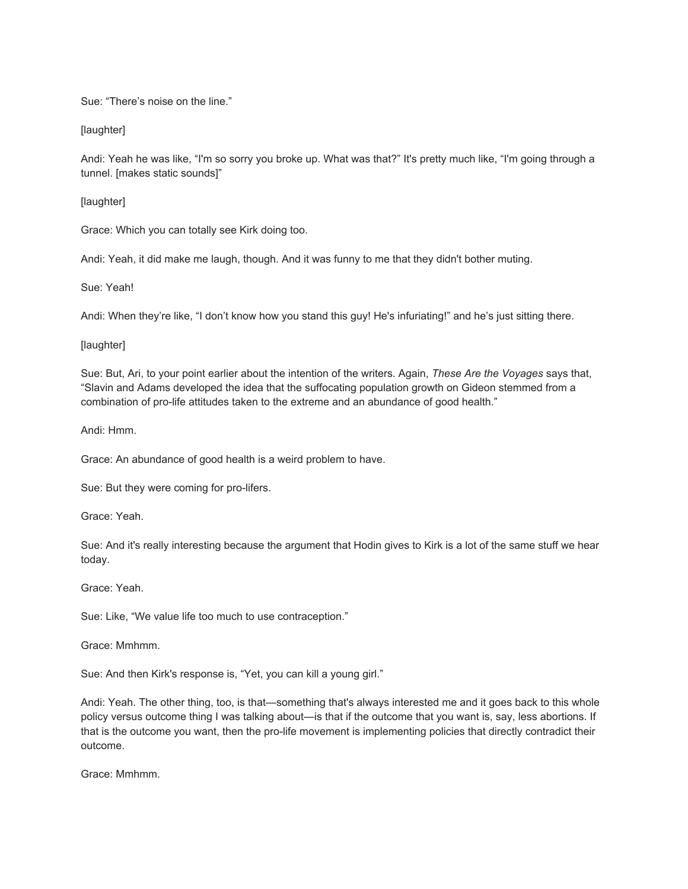Sue: “There’s noise on the line.”

[laughter]

Andi: Yeah he was like, “I'm so sorry you broke up. What was that?” It's pretty much like, “I'm going through a tunnel. [makes static sounds]”

[laughter]

Grace: Which you can totally see Kirk doing too.

Andi: Yeah, it did make me laugh, though. And it was funny to me that they didn't bother muting.

Sue: Yeah!

Andi: When they’re like, “I don’t know how you stand this guy! He's infuriating!” and he’s just sitting there.

[laughter]

Sue: But, Ari, to your point earlier about the intention of the writers. Again, *These Are the Voyages* says that, “Slavin and Adams developed the idea that the suffocating population growth on Gideon stemmed from a combination of pro-life attitudes taken to the extreme and an abundance of good health.”

Andi: Hmm.

Grace: An abundance of good health is a weird problem to have.

Sue: But they were coming for pro-lifers.

Grace: Yeah.

Sue: And it's really interesting because the argument that Hodin gives to Kirk is a lot of the same stuff we hear today.

Grace: Yeah.

Sue: Like, “We value life too much to use contraception.”

Grace: Mmhmm.

Sue: And then Kirk's response is, “Yet, you can kill a young girl.”

Andi: Yeah. The other thing, too, is that—something that's always interested me and it goes back to this whole policy versus outcome thing I was talking about—is that if the outcome that you want is, say, less abortions. If that is the outcome you want, then the pro-life movement is implementing policies that directly contradict their outcome.

Grace: Mmhmm.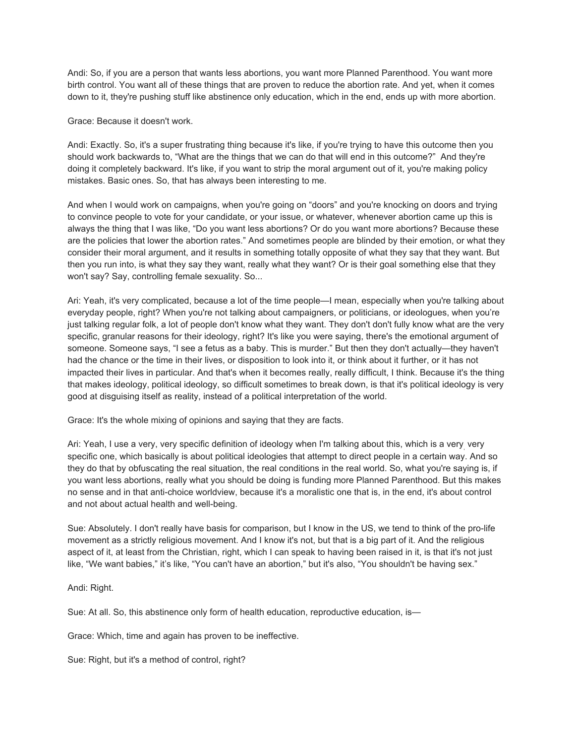Andi: So, if you are a person that wants less abortions, you want more Planned Parenthood. You want more birth control. You want all of these things that are proven to reduce the abortion rate. And yet, when it comes down to it, they're pushing stuff like abstinence only education, which in the end, ends up with more abortion.

Grace: Because it doesn't work.

Andi: Exactly. So, it's a super frustrating thing because it's like, if you're trying to have this outcome then you should work backwards to, "What are the things that we can do that will end in this outcome?" And they're doing it completely backward. It's like, if you want to strip the moral argument out of it, you're making policy mistakes. Basic ones. So, that has always been interesting to me.

And when I would work on campaigns, when you're going on "doors" and you're knocking on doors and trying to convince people to vote for your candidate, or your issue, or whatever, whenever abortion came up this is always the thing that I was like, "Do you want less abortions? Or do you want more abortions? Because these are the policies that lower the abortion rates." And sometimes people are blinded by their emotion, or what they consider their moral argument, and it results in something totally opposite of what they say that they want. But then you run into, is what they say they want, really what they want? Or is their goal something else that they won't say? Say, controlling female sexuality. So...

Ari: Yeah, it's very complicated, because a lot of the time people—I mean, especially when you're talking about everyday people, right? When you're not talking about campaigners, or politicians, or ideologues, when you're just talking regular folk, a lot of people don't know what they want. They don't don't fully know what are the very specific, granular reasons for their ideology, right? It's like you were saying, there's the emotional argument of someone. Someone says, "I see a fetus as a baby. This is murder." But then they don't actually—they haven't had the chance or the time in their lives, or disposition to look into it, or think about it further, or it has not impacted their lives in particular. And that's when it becomes really, really difficult, I think. Because it's the thing that makes ideology, political ideology, so difficult sometimes to break down, is that it's political ideology is very good at disguising itself as reality, instead of a political interpretation of the world.

Grace: It's the whole mixing of opinions and saying that they are facts.

Ari: Yeah, I use a very, very specific definition of ideology when I'm talking about this, which is a very, very specific one, which basically is about political ideologies that attempt to direct people in a certain way. And so they do that by obfuscating the real situation, the real conditions in the real world. So, what you're saying is, if you want less abortions, really what you should be doing is funding more Planned Parenthood. But this makes no sense and in that anti-choice worldview, because it's a moralistic one that is, in the end, it's about control and not about actual health and well-being.

Sue: Absolutely. I don't really have basis for comparison, but I know in the US, we tend to think of the pro-life movement as a strictly religious movement. And I know it's not, but that is a big part of it. And the religious aspect of it, at least from the Christian, right, which I can speak to having been raised in it, is that it's not just like, "We want babies," it's like, "You can't have an abortion," but it's also, "You shouldn't be having sex."

Andi: Right.

Sue: At all. So, this abstinence only form of health education, reproductive education, is—

Grace: Which, time and again has proven to be ineffective.

Sue: Right, but it's a method of control, right?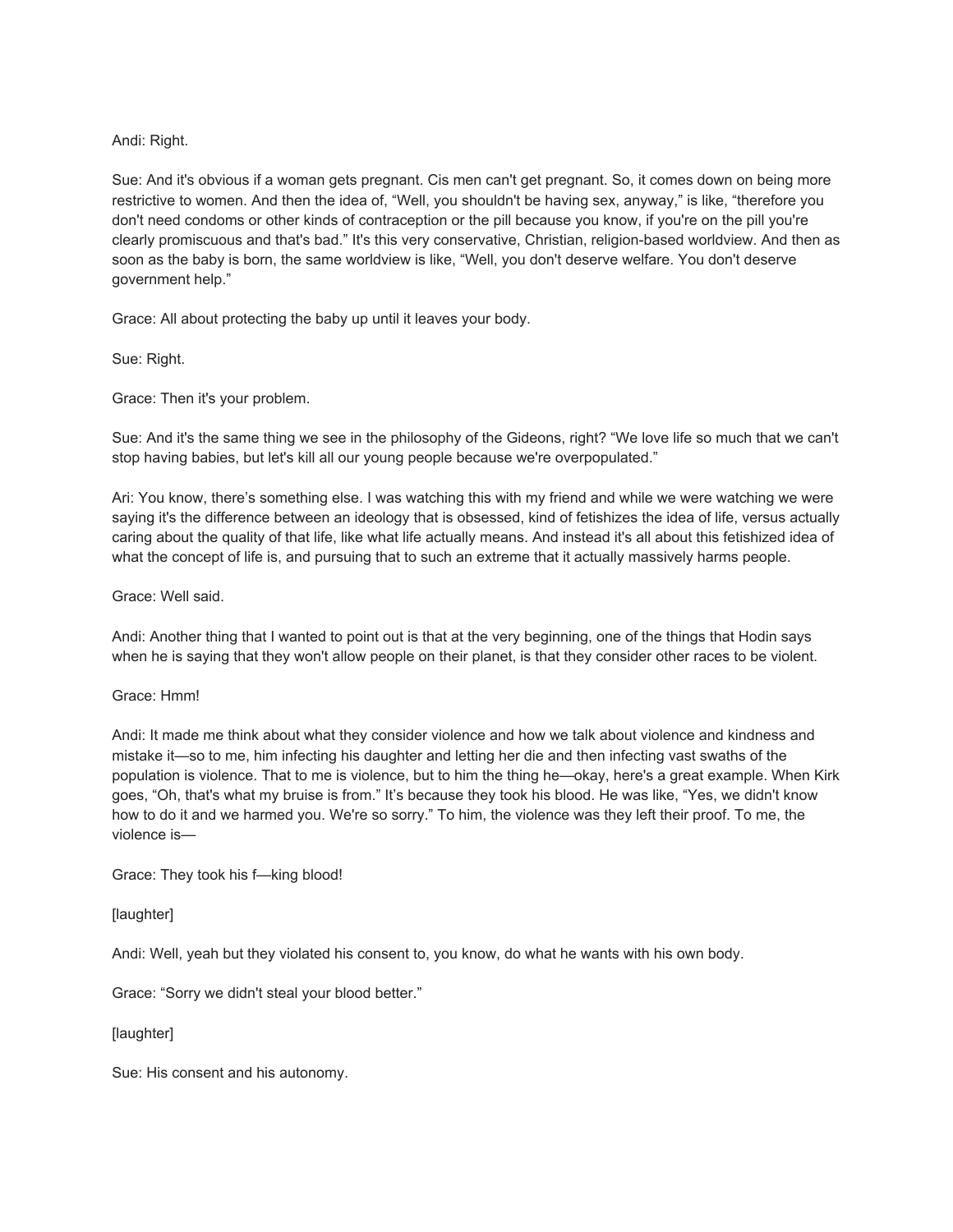Andi: Right.

Sue: And it's obvious if a woman gets pregnant. Cis men can't get pregnant. So, it comes down on being more restrictive to women. And then the idea of, "Well, you shouldn't be having sex, anyway," is like, "therefore you don't need condoms or other kinds of contraception or the pill because you know, if you're on the pill you're clearly promiscuous and that's bad." It's this very conservative, Christian, religion-based worldview. And then as soon as the baby is born, the same worldview is like, "Well, you don't deserve welfare. You don't deserve government help."

Grace: All about protecting the baby up until it leaves your body.

Sue: Right.

Grace: Then it's your problem.

Sue: And it's the same thing we see in the philosophy of the Gideons, right? "We love life so much that we can't stop having babies, but let's kill all our young people because we're overpopulated."

Ari: You know, there's something else. I was watching this with my friend and while we were watching we were saying it's the difference between an ideology that is obsessed, kind of fetishizes the idea of life, versus actually caring about the quality of that life, like what life actually means. And instead it's all about this fetishized idea of what the concept of life is, and pursuing that to such an extreme that it actually massively harms people.

Grace: Well said.

Andi: Another thing that I wanted to point out is that at the very beginning, one of the things that Hodin says when he is saying that they won't allow people on their planet, is that they consider other races to be violent.

Grace: Hmm!

Andi: It made me think about what they consider violence and how we talk about violence and kindness and mistake it—so to me, him infecting his daughter and letting her die and then infecting vast swaths of the population is violence. That to me is violence, but to him the thing he—okay, here's a great example. When Kirk goes, "Oh, that's what my bruise is from." It's because they took his blood. He was like, "Yes, we didn't know how to do it and we harmed you. We're so sorry." To him, the violence was they left their proof. To me, the violence is—

Grace: They took his f—king blood!

[laughter]

Andi: Well, yeah but they violated his consent to, you know, do what he wants with his own body.

Grace: "Sorry we didn't steal your blood better."

[laughter]

Sue: His consent and his autonomy.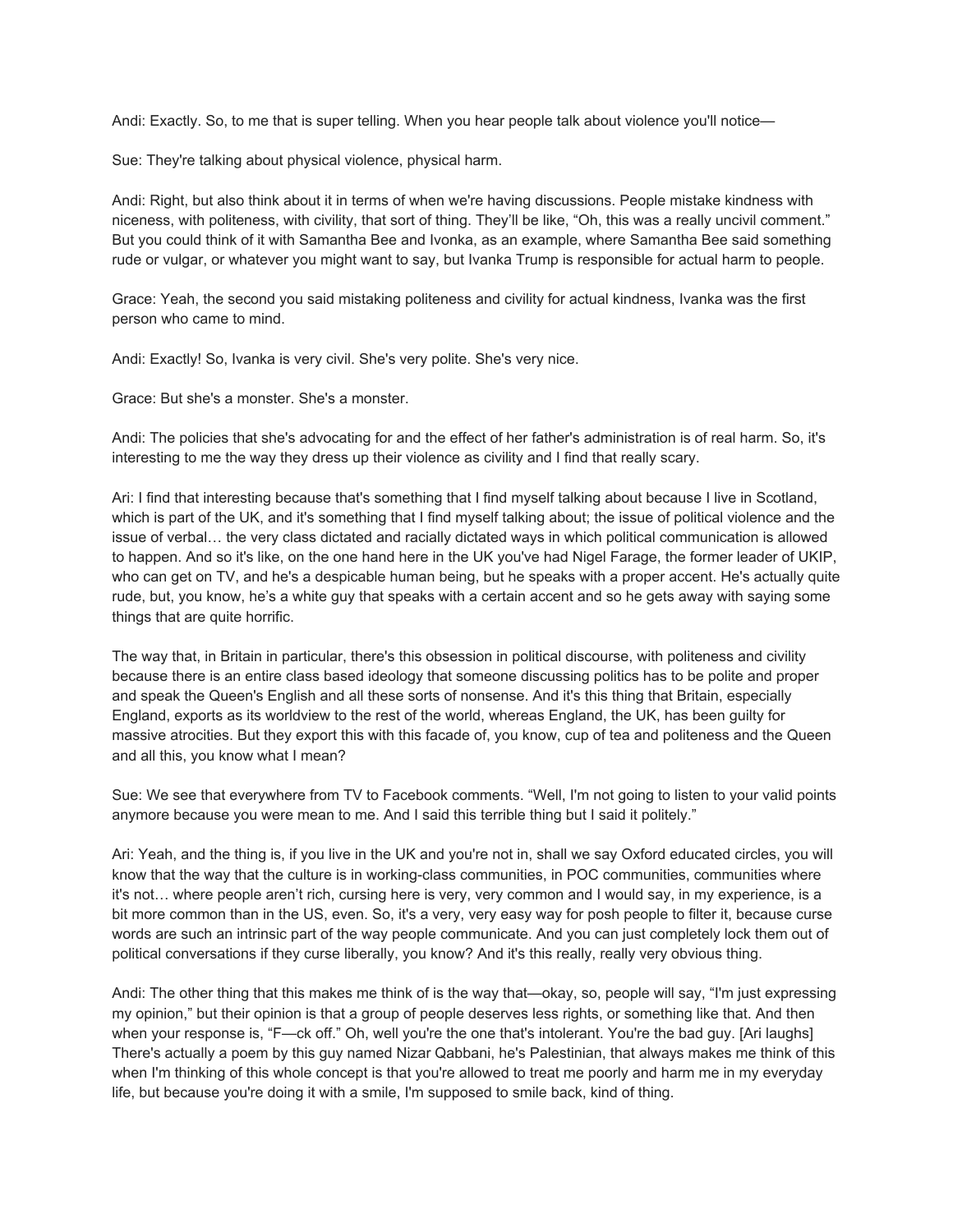Andi: Exactly. So, to me that is super telling. When you hear people talk about violence you'll notice—

Sue: They're talking about physical violence, physical harm.

Andi: Right, but also think about it in terms of when we're having discussions. People mistake kindness with niceness, with politeness, with civility, that sort of thing. They'll be like, "Oh, this was a really uncivil comment." But you could think of it with Samantha Bee and Ivonka, as an example, where Samantha Bee said something rude or vulgar, or whatever you might want to say, but Ivanka Trump is responsible for actual harm to people.

Grace: Yeah, the second you said mistaking politeness and civility for actual kindness, Ivanka was the first person who came to mind.

Andi: Exactly! So, Ivanka is very civil. She's very polite. She's very nice.

Grace: But she's a monster. She's a monster.

Andi: The policies that she's advocating for and the effect of her father's administration is of real harm. So, it's interesting to me the way they dress up their violence as civility and I find that really scary.

Ari: I find that interesting because that's something that I find myself talking about because I live in Scotland, which is part of the UK, and it's something that I find myself talking about; the issue of political violence and the issue of verbal… the very class dictated and racially dictated ways in which political communication is allowed to happen. And so it's like, on the one hand here in the UK you've had Nigel Farage, the former leader of UKIP, who can get on TV, and he's a despicable human being, but he speaks with a proper accent. He's actually quite rude, but, you know, he's a white guy that speaks with a certain accent and so he gets away with saying some things that are quite horrific.

The way that, in Britain in particular, there's this obsession in political discourse, with politeness and civility because there is an entire class based ideology that someone discussing politics has to be polite and proper and speak the Queen's English and all these sorts of nonsense. And it's this thing that Britain, especially England, exports as its worldview to the rest of the world, whereas England, the UK, has been guilty for massive atrocities. But they export this with this facade of, you know, cup of tea and politeness and the Queen and all this, you know what I mean?

Sue: We see that everywhere from TV to Facebook comments. "Well, I'm not going to listen to your valid points anymore because you were mean to me. And I said this terrible thing but I said it politely."

Ari: Yeah, and the thing is, if you live in the UK and you're not in, shall we say Oxford educated circles, you will know that the way that the culture is in working-class communities, in POC communities, communities where it's not… where people aren't rich, cursing here is very, very common and I would say, in my experience, is a bit more common than in the US, even. So, it's a very, very easy way for posh people to filter it, because curse words are such an intrinsic part of the way people communicate. And you can just completely lock them out of political conversations if they curse liberally, you know? And it's this really, really very obvious thing.

Andi: The other thing that this makes me think of is the way that—okay, so, people will say, "I'm just expressing my opinion," but their opinion is that a group of people deserves less rights, or something like that. And then when your response is, "F—ck off." Oh, well you're the one that's intolerant. You're the bad guy. [Ari laughs] There's actually a poem by this guy named Nizar Qabbani, he's Palestinian, that always makes me think of this when I'm thinking of this whole concept is that you're allowed to treat me poorly and harm me in my everyday life, but because you're doing it with a smile, I'm supposed to smile back, kind of thing.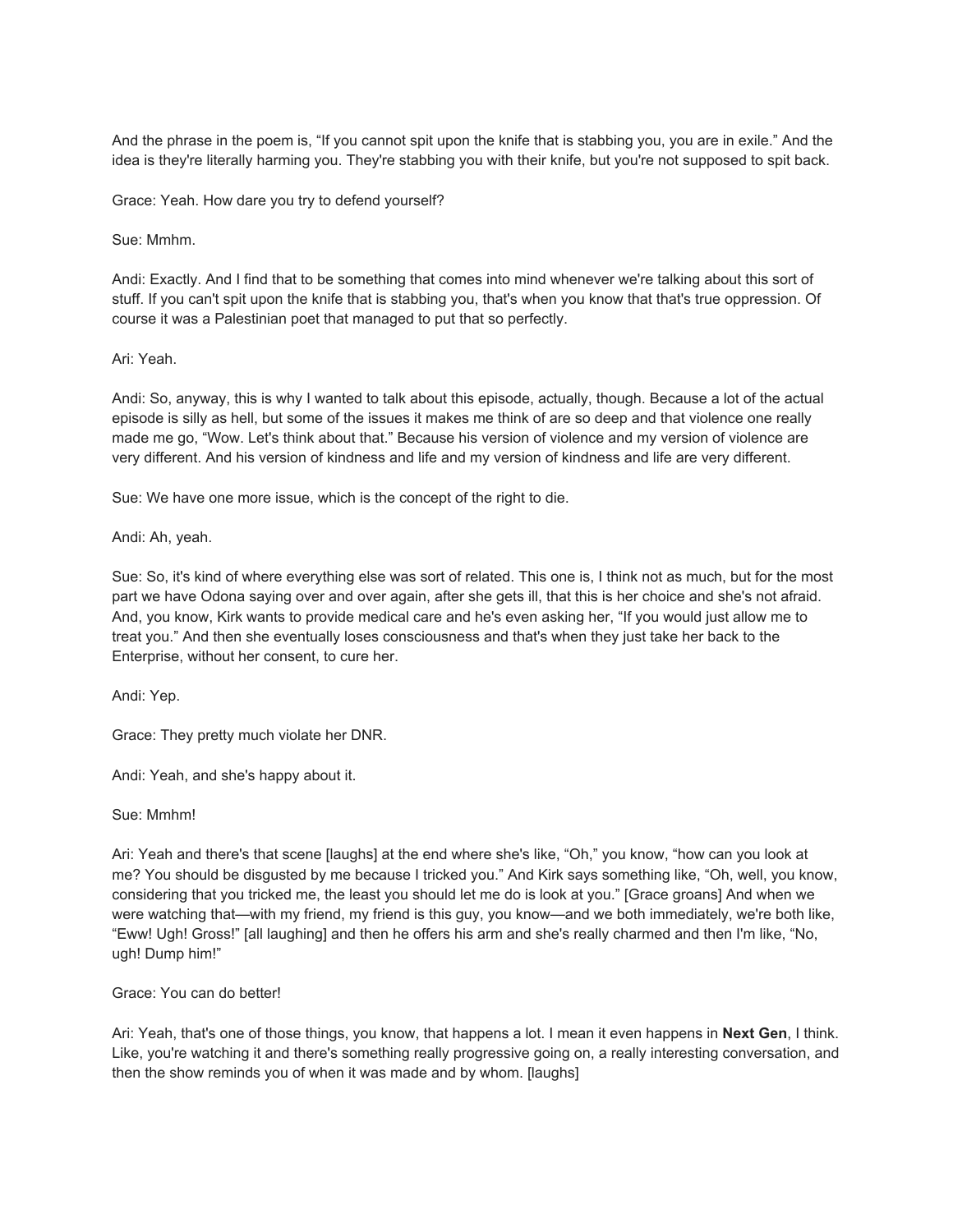And the phrase in the poem is, “If you cannot spit upon the knife that is stabbing you, you are in exile.” And the idea is they're literally harming you. They're stabbing you with their knife, but you're not supposed to spit back.

Grace: Yeah. How dare you try to defend yourself?

Sue: Mmhm.

Andi: Exactly. And I find that to be something that comes into mind whenever we're talking about this sort of stuff. If you can't spit upon the knife that is stabbing you, that's when you know that that's true oppression. Of course it was a Palestinian poet that managed to put that so perfectly.

Ari: Yeah.

Andi: So, anyway, this is why I wanted to talk about this episode, actually, though. Because a lot of the actual episode is silly as hell, but some of the issues it makes me think of are so deep and that violence one really made me go, “Wow. Let's think about that.” Because his version of violence and my version of violence are very different. And his version of kindness and life and my version of kindness and life are very different.

Sue: We have one more issue, which is the concept of the right to die.

Andi: Ah, yeah.

Sue: So, it's kind of where everything else was sort of related. This one is, I think not as much, but for the most part we have Odona saying over and over again, after she gets ill, that this is her choice and she's not afraid. And, you know, Kirk wants to provide medical care and he's even asking her, “If you would just allow me to treat you.” And then she eventually loses consciousness and that's when they just take her back to the Enterprise, without her consent, to cure her.

Andi: Yep.

Grace: They pretty much violate her DNR.

Andi: Yeah, and she's happy about it.

Sue: Mmhm!

Ari: Yeah and there's that scene [laughs] at the end where she's like, “Oh,” you know, “how can you look at me? You should be disgusted by me because I tricked you.” And Kirk says something like, “Oh, well, you know, considering that you tricked me, the least you should let me do is look at you.” [Grace groans] And when we were watching that—with my friend, my friend is this guy, you know—and we both immediately, we're both like, “Eww! Ugh! Gross!” [all laughing] and then he offers his arm and she's really charmed and then I'm like, “No, ugh! Dump him!”

Grace: You can do better!

Ari: Yeah, that's one of those things, you know, that happens a lot. I mean it even happens in **Next Gen**, I think. Like, you're watching it and there's something really progressive going on, a really interesting conversation, and then the show reminds you of when it was made and by whom. [laughs]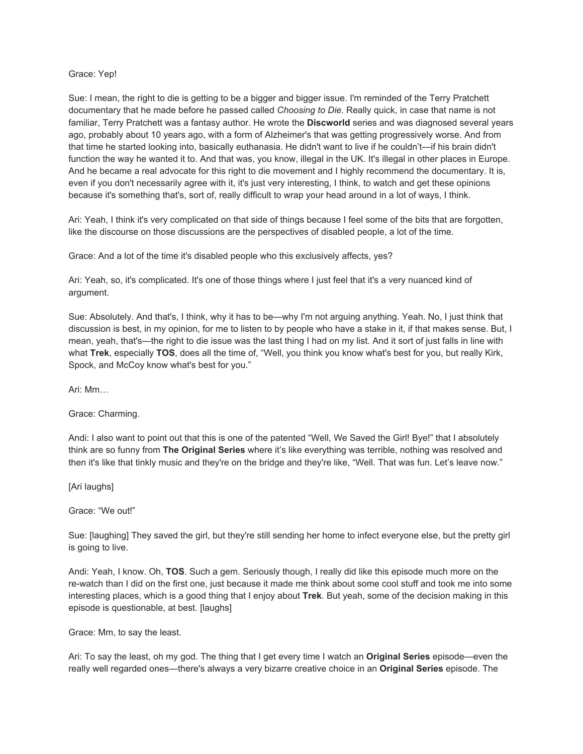Grace: Yep!

Sue: I mean, the right to die is getting to be a bigger and bigger issue. I'm reminded of the Terry Pratchett documentary that he made before he passed called *Choosing to Die*. Really quick, in case that name is not familiar, Terry Pratchett was a fantasy author. He wrote the **Discworld** series and was diagnosed several years ago, probably about 10 years ago, with a form of Alzheimer's that was getting progressively worse. And from that time he started looking into, basically euthanasia. He didn't want to live if he couldn't—if his brain didn't function the way he wanted it to. And that was, you know, illegal in the UK. It's illegal in other places in Europe. And he became a real advocate for this right to die movement and I highly recommend the documentary. It is, even if you don't necessarily agree with it, it's just very interesting, I think, to watch and get these opinions because it's something that's, sort of, really difficult to wrap your head around in a lot of ways, I think.

Ari: Yeah, I think it's very complicated on that side of things because I feel some of the bits that are forgotten, like the discourse on those discussions are the perspectives of disabled people, a lot of the time.

Grace: And a lot of the time it's disabled people who this exclusively affects, yes?

Ari: Yeah, so, it's complicated. It's one of those things where I just feel that it's a very nuanced kind of argument.

Sue: Absolutely. And that's, I think, why it has to be—why I'm not arguing anything. Yeah. No, I just think that discussion is best, in my opinion, for me to listen to by people who have a stake in it, if that makes sense. But, I mean, yeah, that's—the right to die issue was the last thing I had on my list. And it sort of just falls in line with what **Trek**, especially **TOS**, does all the time of, "Well, you think you know what's best for you, but really Kirk, Spock, and McCoy know what's best for you."

Ari: Mm…

Grace: Charming.

Andi: I also want to point out that this is one of the patented "Well, We Saved the Girl! Bye!" that I absolutely think are so funny from **The Original Series** where it's like everything was terrible, nothing was resolved and then it's like that tinkly music and they're on the bridge and they're like, "Well. That was fun. Let's leave now."

[Ari laughs]

Grace: "We out!"

Sue: [laughing] They saved the girl, but they're still sending her home to infect everyone else, but the pretty girl is going to live.

Andi: Yeah, I know. Oh, **TOS**. Such a gem. Seriously though, I really did like this episode much more on the re-watch than I did on the first one, just because it made me think about some cool stuff and took me into some interesting places, which is a good thing that I enjoy about **Trek**. But yeah, some of the decision making in this episode is questionable, at best. [laughs]

Grace: Mm, to say the least.

Ari: To say the least, oh my god. The thing that I get every time I watch an **Original Series** episode—even the really well regarded ones—there's always a very bizarre creative choice in an **Original Series** episode. The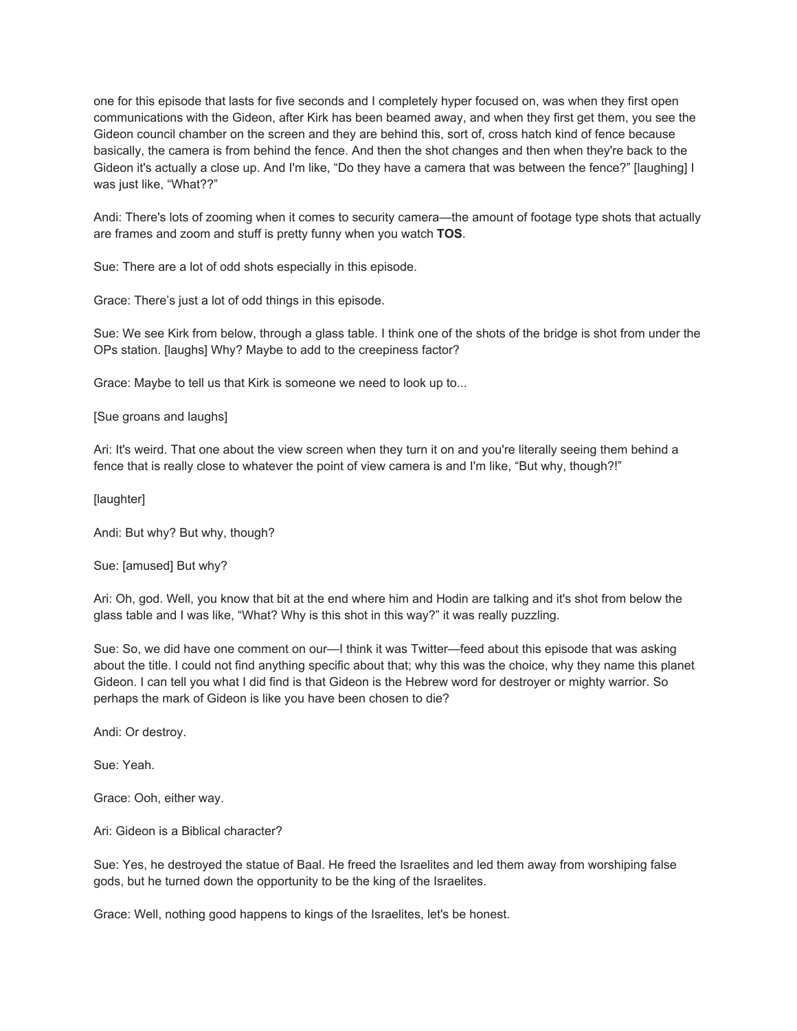one for this episode that lasts for five seconds and I completely hyper focused on, was when they first open communications with the Gideon, after Kirk has been beamed away, and when they first get them, you see the Gideon council chamber on the screen and they are behind this, sort of, cross hatch kind of fence because basically, the camera is from behind the fence. And then the shot changes and then when they're back to the Gideon it's actually a close up. And I'm like, "Do they have a camera that was between the fence?" [laughing] I was just like, "What??"

Andi: There's lots of zooming when it comes to security camera—the amount of footage type shots that actually are frames and zoom and stuff is pretty funny when you watch **TOS**.

Sue: There are a lot of odd shots especially in this episode.

Grace: There's just a lot of odd things in this episode.

Sue: We see Kirk from below, through a glass table. I think one of the shots of the bridge is shot from under the OPs station. [laughs] Why? Maybe to add to the creepiness factor?

Grace: Maybe to tell us that Kirk is someone we need to look up to...

[Sue groans and laughs]

Ari: It's weird. That one about the view screen when they turn it on and you're literally seeing them behind a fence that is really close to whatever the point of view camera is and I'm like, "But why, though?!"

[laughter]

Andi: But why? But why, though?

Sue: [amused] But why?

Ari: Oh, god. Well, you know that bit at the end where him and Hodin are talking and it's shot from below the glass table and I was like, "What? Why is this shot in this way?" it was really puzzling.

Sue: So, we did have one comment on our—I think it was Twitter—feed about this episode that was asking about the title. I could not find anything specific about that; why this was the choice, why they name this planet Gideon. I can tell you what I did find is that Gideon is the Hebrew word for destroyer or mighty warrior. So perhaps the mark of Gideon is like you have been chosen to die?

Andi: Or destroy.

Sue: Yeah.

Grace: Ooh, either way.

Ari: Gideon is a Biblical character?

Sue: Yes, he destroyed the statue of Baal. He freed the Israelites and led them away from worshiping false gods, but he turned down the opportunity to be the king of the Israelites.

Grace: Well, nothing good happens to kings of the Israelites, let's be honest.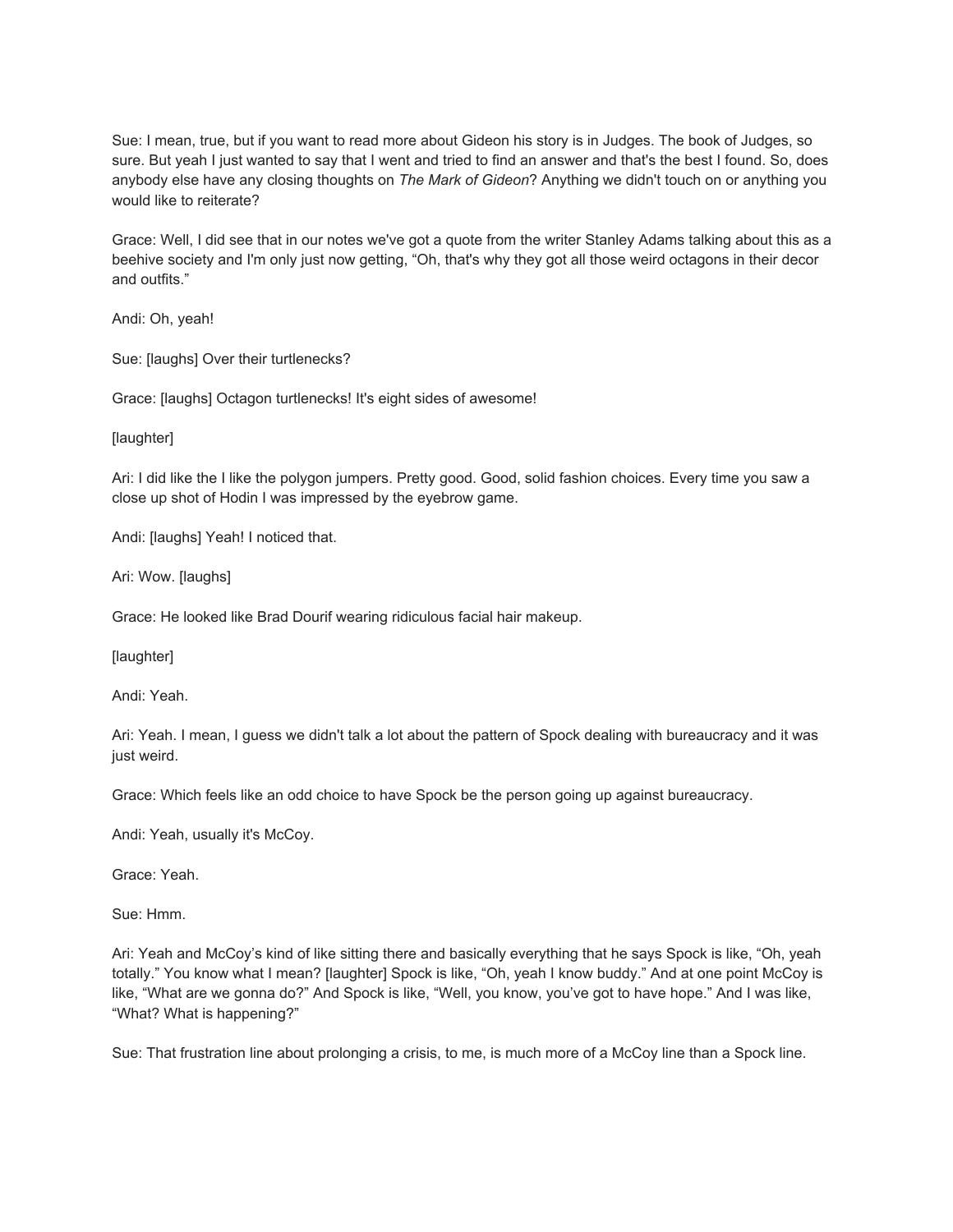Sue: I mean, true, but if you want to read more about Gideon his story is in Judges. The book of Judges, so sure. But yeah I just wanted to say that I went and tried to find an answer and that's the best I found. So, does anybody else have any closing thoughts on *The Mark of Gideon*? Anything we didn't touch on or anything you would like to reiterate?

Grace: Well, I did see that in our notes we've got a quote from the writer Stanley Adams talking about this as a beehive society and I'm only just now getting, "Oh, that's why they got all those weird octagons in their decor and outfits."

Andi: Oh, yeah!

Sue: [laughs] Over their turtlenecks?

Grace: [laughs] Octagon turtlenecks! It's eight sides of awesome!

[laughter]

Ari: I did like the I like the polygon jumpers. Pretty good. Good, solid fashion choices. Every time you saw a close up shot of Hodin I was impressed by the eyebrow game.

Andi: [laughs] Yeah! I noticed that.

Ari: Wow. [laughs]

Grace: He looked like Brad Dourif wearing ridiculous facial hair makeup.

[laughter]

Andi: Yeah.

Ari: Yeah. I mean, I guess we didn't talk a lot about the pattern of Spock dealing with bureaucracy and it was just weird.

Grace: Which feels like an odd choice to have Spock be the person going up against bureaucracy.

Andi: Yeah, usually it's McCoy.

Grace: Yeah.

Sue: Hmm.

Ari: Yeah and McCoy's kind of like sitting there and basically everything that he says Spock is like, "Oh, yeah totally." You know what I mean? [laughter] Spock is like, "Oh, yeah I know buddy." And at one point McCoy is like, "What are we gonna do?" And Spock is like, "Well, you know, you've got to have hope." And I was like, "What? What is happening?"

Sue: That frustration line about prolonging a crisis, to me, is much more of a McCoy line than a Spock line.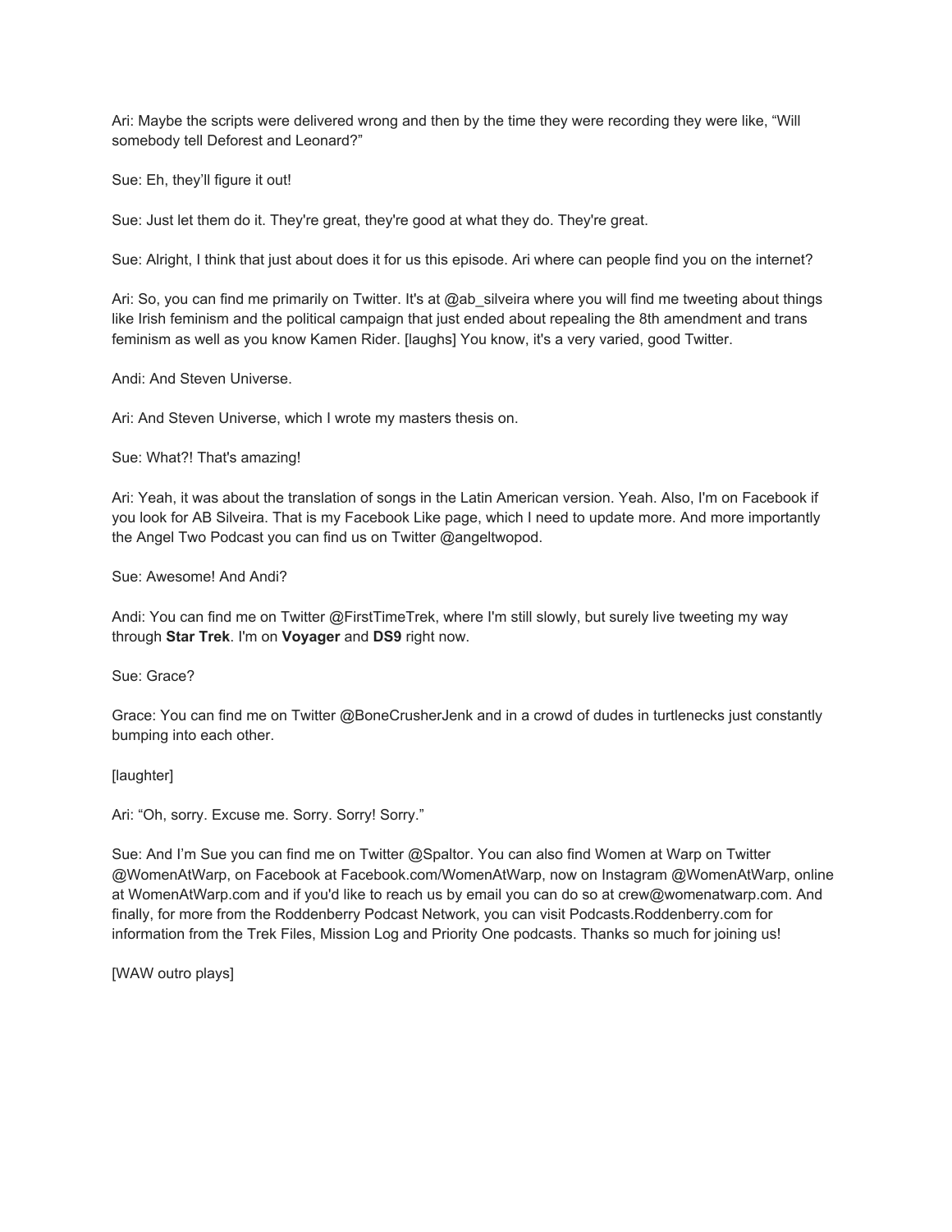Ari: Maybe the scripts were delivered wrong and then by the time they were recording they were like, "Will somebody tell Deforest and Leonard?"

Sue: Eh, they'll figure it out!

Sue: Just let them do it. They're great, they're good at what they do. They're great.

Sue: Alright, I think that just about does it for us this episode. Ari where can people find you on the internet?

Ari: So, you can find me primarily on Twitter. It's at @ab_silveira where you will find me tweeting about things like Irish feminism and the political campaign that just ended about repealing the 8th amendment and trans feminism as well as you know Kamen Rider. [laughs] You know, it's a very varied, good Twitter.

Andi: And Steven Universe.

Ari: And Steven Universe, which I wrote my masters thesis on.

Sue: What?! That's amazing!

Ari: Yeah, it was about the translation of songs in the Latin American version. Yeah. Also, I'm on Facebook if you look for AB Silveira. That is my Facebook Like page, which I need to update more. And more importantly the Angel Two Podcast you can find us on Twitter @angeltwopod.

Sue: Awesome! And Andi?

Andi: You can find me on Twitter @FirstTimeTrek, where I'm still slowly, but surely live tweeting my way through **Star Trek**. I'm on **Voyager** and **DS9** right now.

Sue: Grace?

Grace: You can find me on Twitter @BoneCrusherJenk and in a crowd of dudes in turtlenecks just constantly bumping into each other.

[laughter]

Ari: "Oh, sorry. Excuse me. Sorry. Sorry! Sorry."

Sue: And I'm Sue you can find me on Twitter @Spaltor. You can also find Women at Warp on Twitter @WomenAtWarp, on Facebook at Facebook.com/WomenAtWarp, now on Instagram @WomenAtWarp, online at WomenAtWarp.com and if you'd like to reach us by email you can do so at crew@womenatwarp.com. And finally, for more from the Roddenberry Podcast Network, you can visit Podcasts.Roddenberry.com for information from the Trek Files, Mission Log and Priority One podcasts. Thanks so much for joining us!

[WAW outro plays]